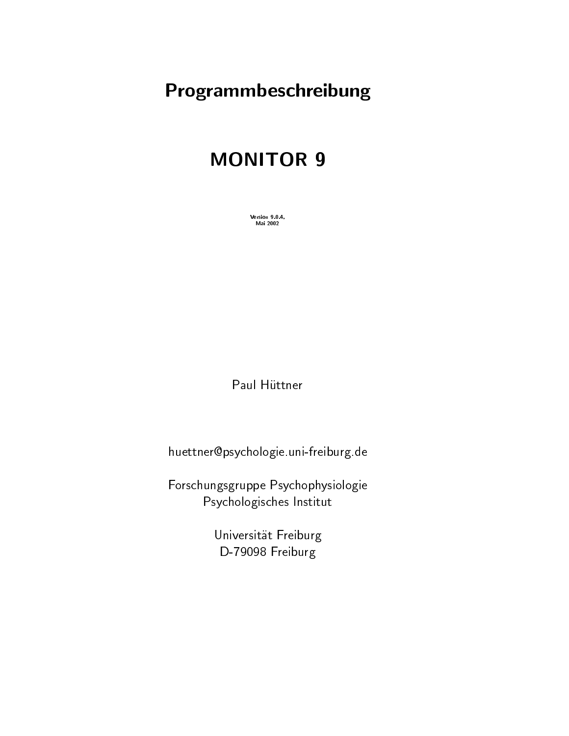# Programmbeschreibung

# MONITOR 9

Version 9.0.4,
Mai 2002

Paul Hüttner

huettner@psychologie.uni-freiburg.de

Forschungsgruppe Psychophysiologie
Psychologisches Institut

Universität Freiburg
D-79098 Freiburg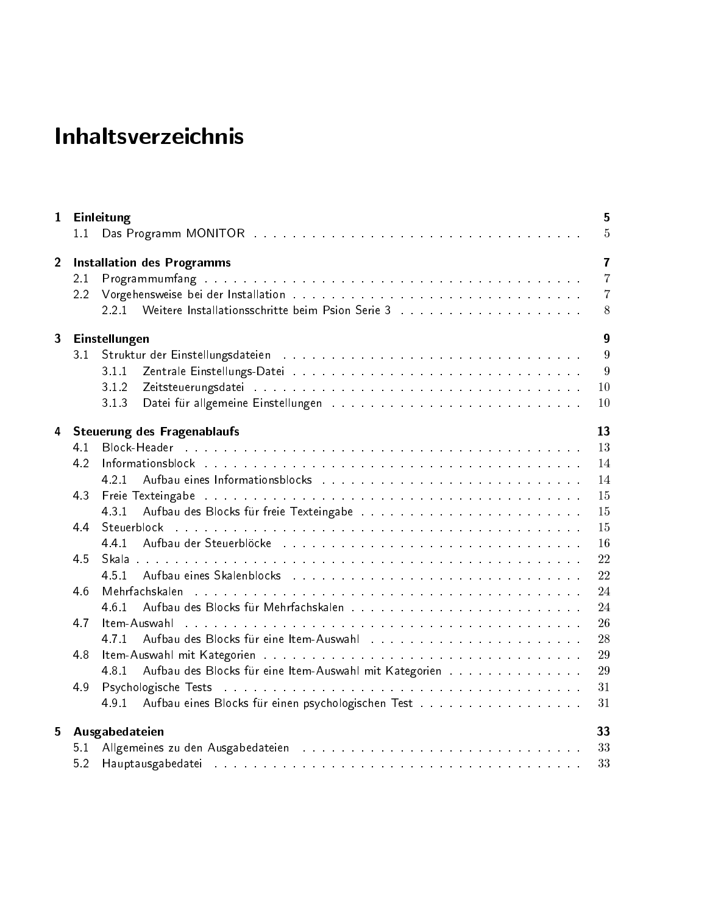# Inhaltsverzeichnis

**1 Einleitung** **5**
- 1.1 Das Programm MONITOR . . . . . 5

**2 Installation des Programms** **7**
- 2.1 Programmumfang . . . . . 7
- 2.2 Vorgehensweise bei der Installation . . . . . 7
  - 2.2.1 Weitere Installationsschritte beim Psion Serie 3 . . . . . 8

**3 Einstellungen** **9**
- 3.1 Struktur der Einstellungsdateien . . . . . 9
  - 3.1.1 Zentrale Einstellungs-Datei . . . . . 9
  - 3.1.2 Zeitsteuerungsdatei . . . . . 10
  - 3.1.3 Datei für allgemeine Einstellungen . . . . . 10

**4 Steuerung des Fragenablaufs** **13**
- 4.1 Block-Header . . . . . 13
- 4.2 Informationsblock . . . . . 14
  - 4.2.1 Aufbau eines Informationsblocks . . . . . 14
- 4.3 Freie Texteingabe . . . . . 15
  - 4.3.1 Aufbau des Blocks für freie Texteingabe . . . . . 15
- 4.4 Steuerblock . . . . . 15
  - 4.4.1 Aufbau der Steuerblöcke . . . . . 16
- 4.5 Skala . . . . . 22
  - 4.5.1 Aufbau eines Skalenblocks . . . . . 22
- 4.6 Mehrfachskalen . . . . . 24
  - 4.6.1 Aufbau des Blocks für Mehrfachskalen . . . . . 24
- 4.7 Item-Auswahl . . . . . 26
  - 4.7.1 Aufbau des Blocks für eine Item-Auswahl . . . . . 28
- 4.8 Item-Auswahl mit Kategorien . . . . . 29
  - 4.8.1 Aufbau des Blocks für eine Item-Auswahl mit Kategorien . . . . . 29
- 4.9 Psychologische Tests . . . . . 31
  - 4.9.1 Aufbau eines Blocks für einen psychologischen Test . . . . . 31

**5 Ausgabedateien** **33**
- 5.1 Allgemeines zu den Ausgabedateien . . . . . 33
- 5.2 Hauptausgabedatei . . . . . 33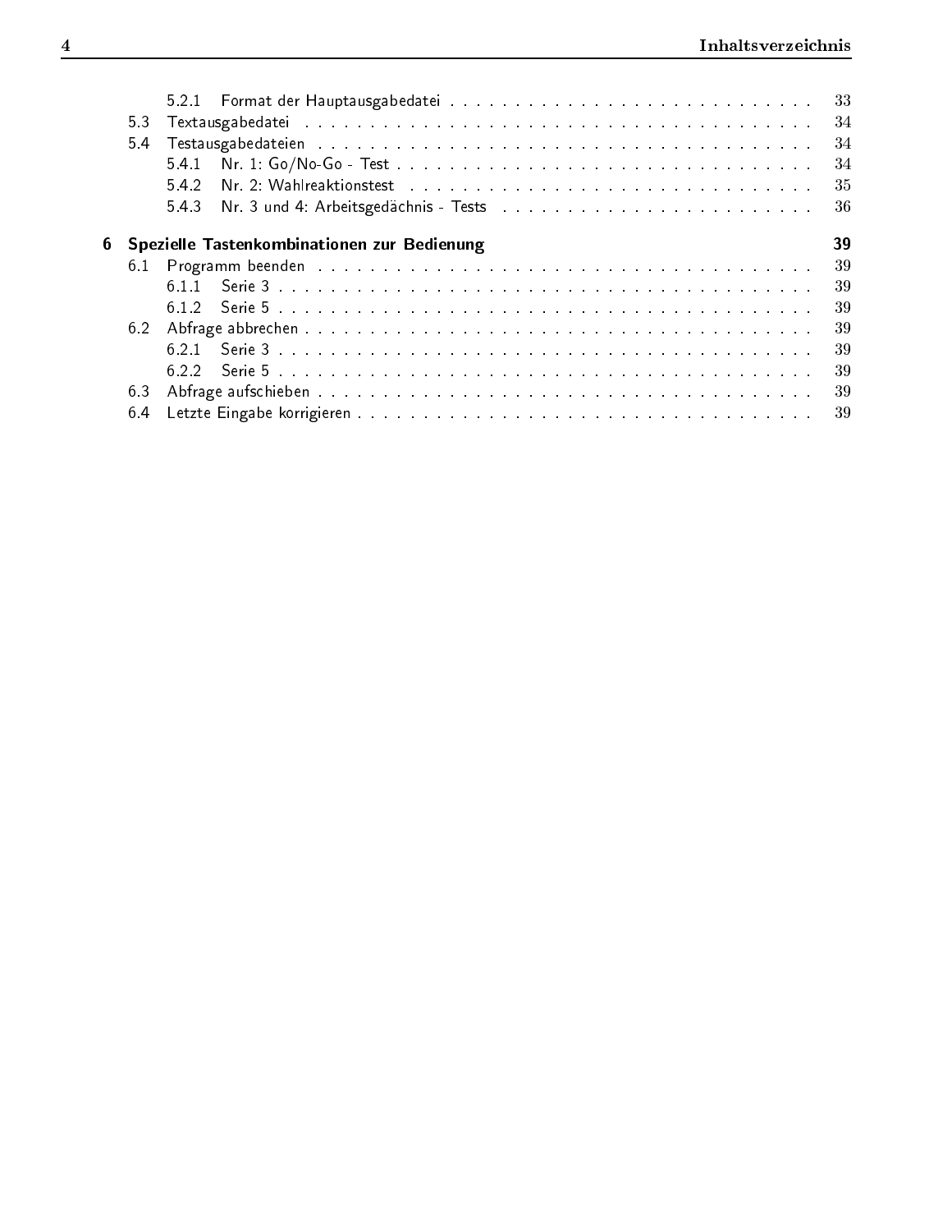- 5.2.1 Format der Hauptausgabedatei . . . . . . . . . . 33
- 5.3 Textausgabedatei . . . . . . . . . . 34
- 5.4 Testausgabedateien . . . . . . . . . . 34
  - 5.4.1 Nr. 1: Go/No-Go - Test . . . . . . . . . . 34
  - 5.4.2 Nr. 2: Wahlreaktionstest . . . . . . . . . . 35
  - 5.4.3 Nr. 3 und 4: Arbeitsgedächnis - Tests . . . . . . . . . . 36

**6 Spezielle Tastenkombinationen zur Bedienung** **39**

- 6.1 Programm beenden . . . . . . . . . . 39
  - 6.1.1 Serie 3 . . . . . . . . . . 39
  - 6.1.2 Serie 5 . . . . . . . . . . 39
- 6.2 Abfrage abbrechen . . . . . . . . . . 39
  - 6.2.1 Serie 3 . . . . . . . . . . 39
  - 6.2.2 Serie 5 . . . . . . . . . . 39
- 6.3 Abfrage aufschieben . . . . . . . . . . 39
- 6.4 Letzte Eingabe korrigieren . . . . . . . . . . 39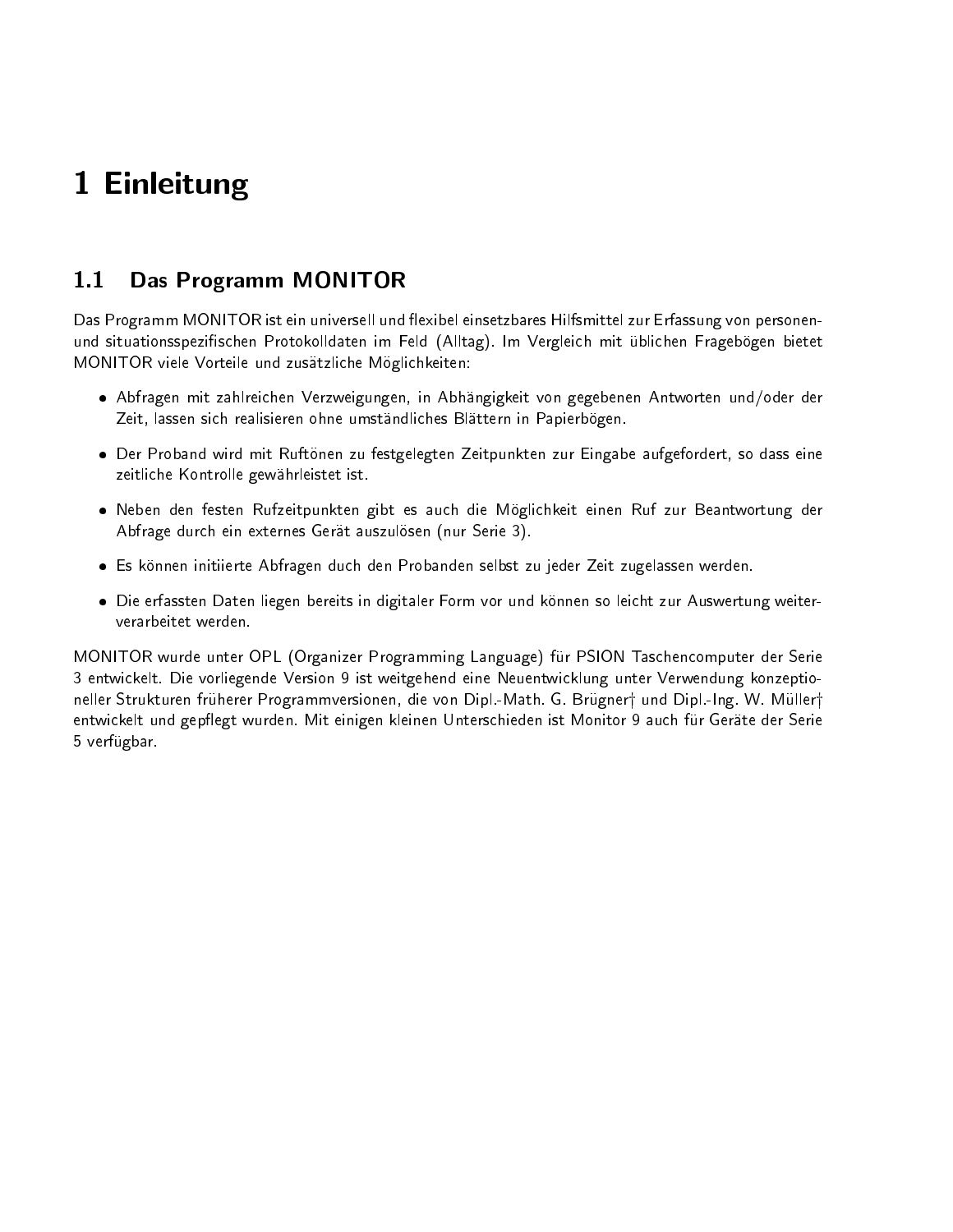# 1 Einleitung

## 1.1 Das Programm MONITOR

Das Programm MONITOR ist ein universell und flexibel einsetzbares Hilfsmittel zur Erfassung von personen- und situationsspezifischen Protokolldaten im Feld (Alltag). Im Vergleich mit üblichen Fragebögen bietet MONITOR viele Vorteile und zusätzliche Möglichkeiten:

- Abfragen mit zahlreichen Verzweigungen, in Abhängigkeit von gegebenen Antworten und/oder der Zeit, lassen sich realisieren ohne umständliches Blättern in Papierbögen.
- Der Proband wird mit Ruftönen zu festgelegten Zeitpunkten zur Eingabe aufgefordert, so dass eine zeitliche Kontrolle gewährleistet ist.
- Neben den festen Rufzeitpunkten gibt es auch die Möglichkeit einen Ruf zur Beantwortung der Abfrage durch ein externes Gerät auszulösen (nur Serie 3).
- Es können initiierte Abfragen duch den Probanden selbst zu jeder Zeit zugelassen werden.
- Die erfassten Daten liegen bereits in digitaler Form vor und können so leicht zur Auswertung weiterverarbeitet werden.

MONITOR wurde unter OPL (Organizer Programming Language) für PSION Taschencomputer der Serie 3 entwickelt. Die vorliegende Version 9 ist weitgehend eine Neuentwicklung unter Verwendung konzeptioneller Strukturen früherer Programmversionen, die von Dipl.-Math. G. Brügner† und Dipl.-Ing. W. Müller† entwickelt und gepflegt wurden. Mit einigen kleinen Unterschieden ist Monitor 9 auch für Geräte der Serie 5 verfügbar.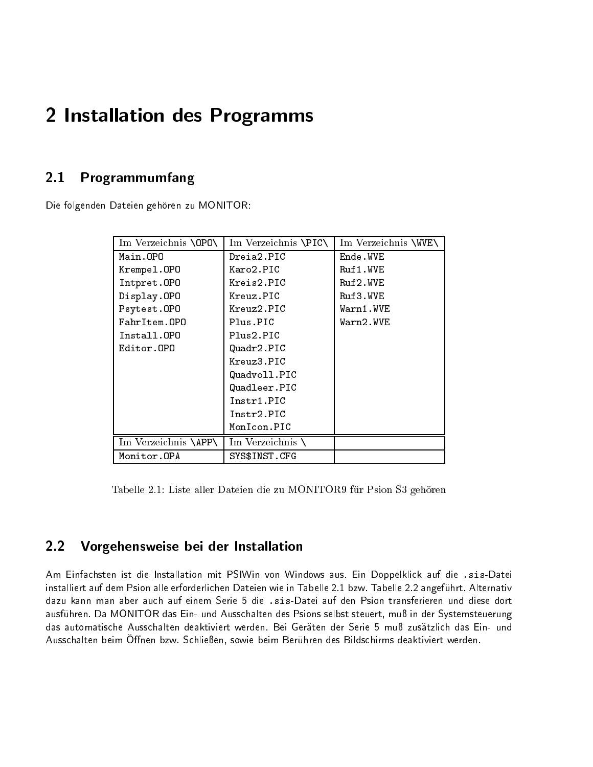// Chapter heading is "2 Installation des Programms"; section headings are 2.1 and 2.2.
# 2 Installation des Programms

## 2.1 Programmumfang

Die folgenden Dateien gehören zu MONITOR:

| Im Verzeichnis \OPO\ | Im Verzeichnis \PIC\ | Im Verzeichnis \WVE\ |
|---|---|---|
| Main.OPO | Dreia2.PIC | Ende.WVE |
| Krempel.OPO | Karo2.PIC | Ruf1.WVE |
| Intpret.OPO | Kreis2.PIC | Ruf2.WVE |
| Display.OPO | Kreuz.PIC | Ruf3.WVE |
| Psytest.OPO | Kreuz2.PIC | Warn1.WVE |
| FahrItem.OPO | Plus.PIC | Warn2.WVE |
| Install.OPO | Plus2.PIC | |
| Editor.OPO | Quadr2.PIC | |
| | Kreuz3.PIC | |
| | Quadvoll.PIC | |
| | Quadleer.PIC | |
| | Instr1.PIC | |
| | Instr2.PIC | |
| | MonIcon.PIC | |
| **Im Verzeichnis \APP\** | **Im Verzeichnis \\** | |
| Monitor.OPA | SYS$INST.CFG | |

Tabelle 2.1: Liste aller Dateien die zu MONITOR9 für Psion S3 gehören

## 2.2 Vorgehensweise bei der Installation

Am Einfachsten ist die Installation mit PSIWin von Windows aus. Ein Doppelklick auf die .sis-Datei installiert auf dem Psion alle erforderlichen Dateien wie in Tabelle 2.1 bzw. Tabelle 2.2 angeführt. Alternativ dazu kann man aber auch auf einem Serie 5 die .sis-Datei auf den Psion transferieren und diese dort ausführen. Da MONITOR das Ein- und Ausschalten des Psions selbst steuert, muß in der Systemsteuerung das automatische Ausschalten deaktiviert werden. Bei Geräten der Serie 5 muß zusätzlich das Ein- und Ausschalten beim Öffnen bzw. Schließen, sowie beim Berühren des Bildschirms deaktiviert werden.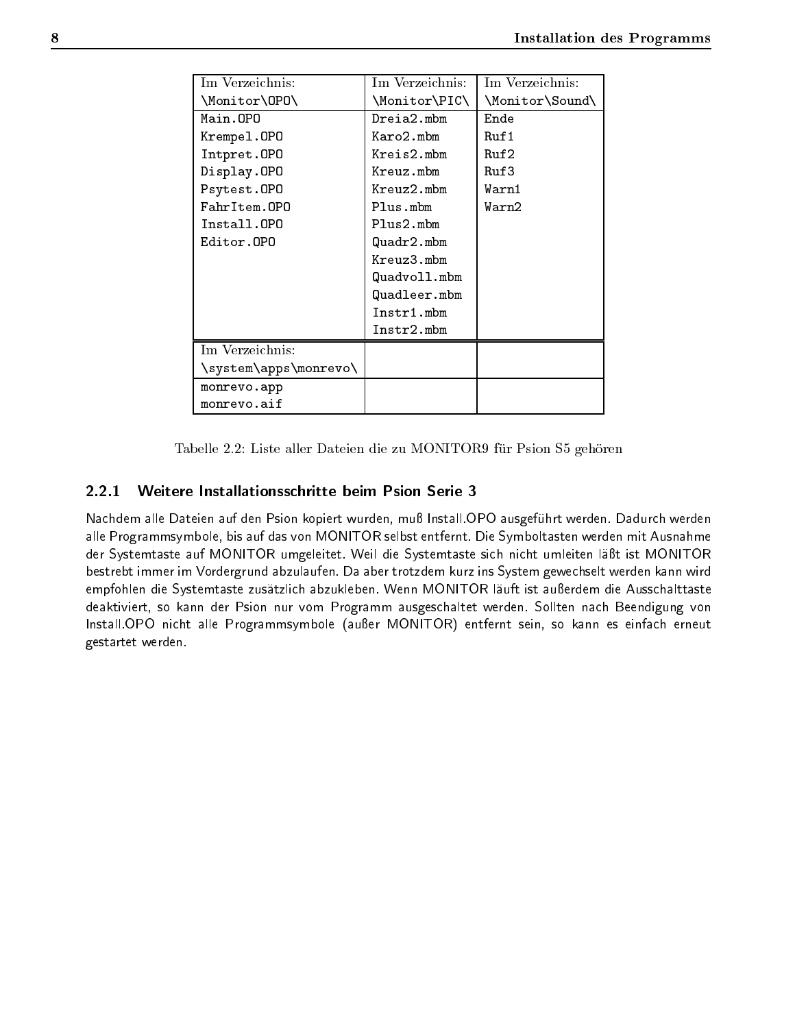| Im Verzeichnis: \Monitor\OPO\ | Im Verzeichnis: \Monitor\PIC\ | Im Verzeichnis: \Monitor\Sound\ |
|---|---|---|
| Main.OPO | Dreia2.mbm | Ende |
| Krempel.OPO | Karo2.mbm | Ruf1 |
| Intpret.OPO | Kreis2.mbm | Ruf2 |
| Display.OPO | Kreuz.mbm | Ruf3 |
| Psytest.OPO | Kreuz2.mbm | Warn1 |
| FahrItem.OPO | Plus.mbm | Warn2 |
| Install.OPO | Plus2.mbm | |
| Editor.OPO | Quadr2.mbm | |
| | Kreuz3.mbm | |
| | Quadvoll.mbm | |
| | Quadleer.mbm | |
| | Instr1.mbm | |
| | Instr2.mbm | |
| Im Verzeichnis: \system\apps\monrevo\ | | |
| monrevo.app | | |
| monrevo.aif | | |

Tabelle 2.2: Liste aller Dateien die zu MONITOR9 für Psion S5 gehören

### 2.2.1 Weitere Installationsschritte beim Psion Serie 3

Nachdem alle Dateien auf den Psion kopiert wurden, muß Install.OPO ausgeführt werden. Dadurch werden alle Programmsymbole, bis auf das von MONITOR selbst entfernt. Die Symboltasten werden mit Ausnahme der Systemtaste auf MONITOR umgeleitet. Weil die Systemtaste sich nicht umleiten läßt ist MONITOR bestrebt immer im Vordergrund abzulaufen. Da aber trotzdem kurz ins System gewechselt werden kann wird empfohlen die Systemtaste zusätzlich abzukleben. Wenn MONITOR läuft ist außerdem die Ausschalttaste deaktiviert, so kann der Psion nur vom Programm ausgeschaltet werden. Sollten nach Beendigung von Install.OPO nicht alle Programmsymbole (außer MONITOR) entfernt sein, so kann es einfach erneut gestartet werden.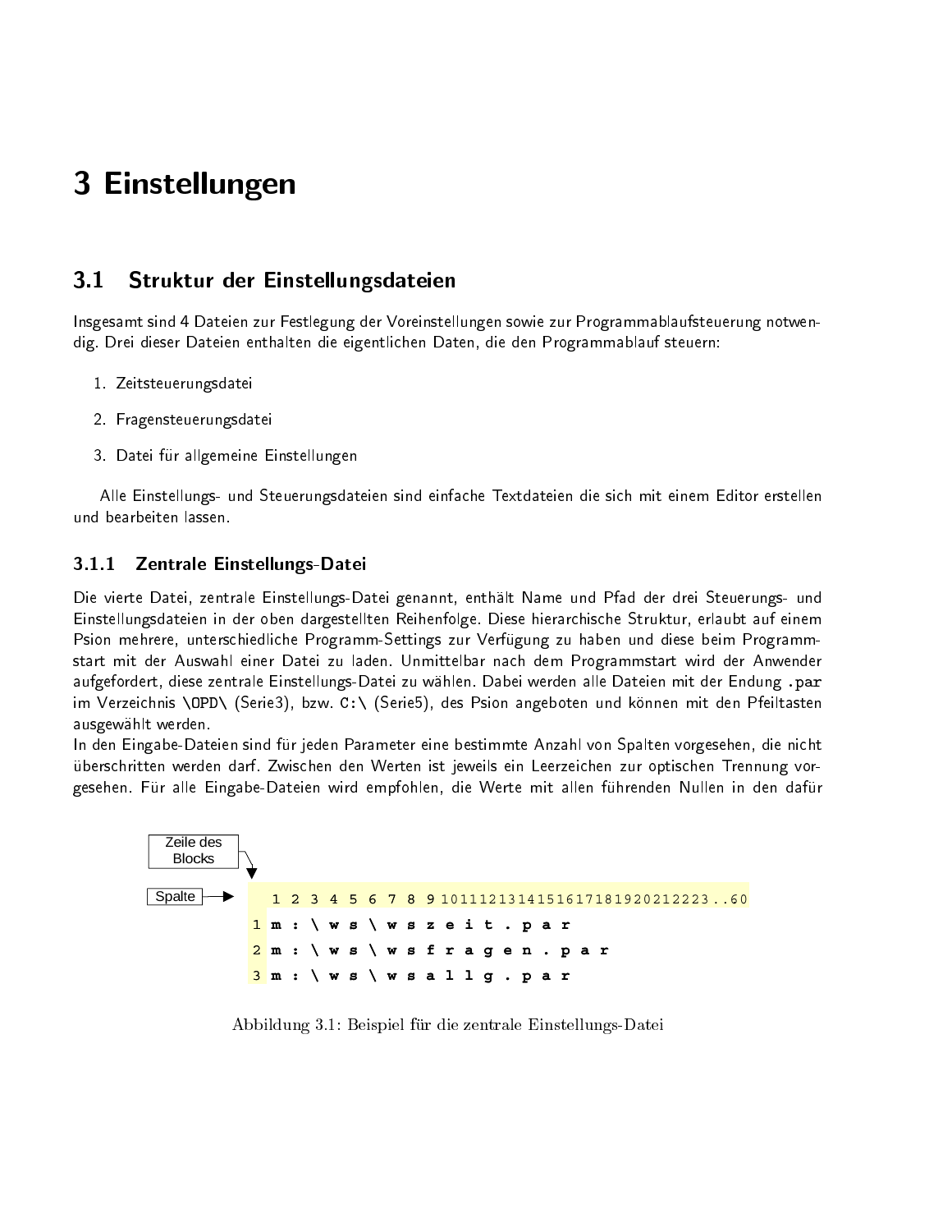# 3 Einstellungen

## 3.1 Struktur der Einstellungsdateien

Insgesamt sind 4 Dateien zur Festlegung der Voreinstellungen sowie zur Programmablaufsteuerung notwendig. Drei dieser Dateien enthalten die eigentlichen Daten, die den Programmablauf steuern:

1. Zeitsteuerungsdatei
2. Fragensteuerungsdatei
3. Datei für allgemeine Einstellungen

Alle Einstellungs- und Steuerungsdateien sind einfache Textdateien die sich mit einem Editor erstellen und bearbeiten lassen.

### 3.1.1 Zentrale Einstellungs-Datei

Die vierte Datei, zentrale Einstellungs-Datei genannt, enthält Name und Pfad der drei Steuerungs- und Einstellungsdateien in der oben dargestellten Reihenfolge. Diese hierarchische Struktur, erlaubt auf einem Psion mehrere, unterschiedliche Programm-Settings zur Verfügung zu haben und diese beim Programmstart mit der Auswahl einer Datei zu laden. Unmittelbar nach dem Programmstart wird der Anwender aufgefordert, diese zentrale Einstellungs-Datei zu wählen. Dabei werden alle Dateien mit der Endung `.par` im Verzeichnis `\OPD\` (Serie3), bzw. `C:\` (Serie5), des Psion angeboten und können mit den Pfeiltasten ausgewählt werden.
In den Eingabe-Dateien sind für jeden Parameter eine bestimmte Anzahl von Spalten vorgesehen, die nicht überschritten werden darf. Zwischen den Werten ist jeweils ein Leerzeichen zur optischen Trennung vorgesehen. Für alle Eingabe-Dateien wird empfohlen, die Werte mit allen führenden Nullen in den dafür

```
Zeile des Blocks
Spalte →   1 2 3 4 5 6 7 8 9 10111213141516171819202122 23..60
         1 m : \ w s \ w s z e i t . p a r
         2 m : \ w s \ w s f r a g e n . p a r
         3 m : \ w s \ w s a l l g . p a r
```

Abbildung 3.1: Beispiel für die zentrale Einstellungs-Datei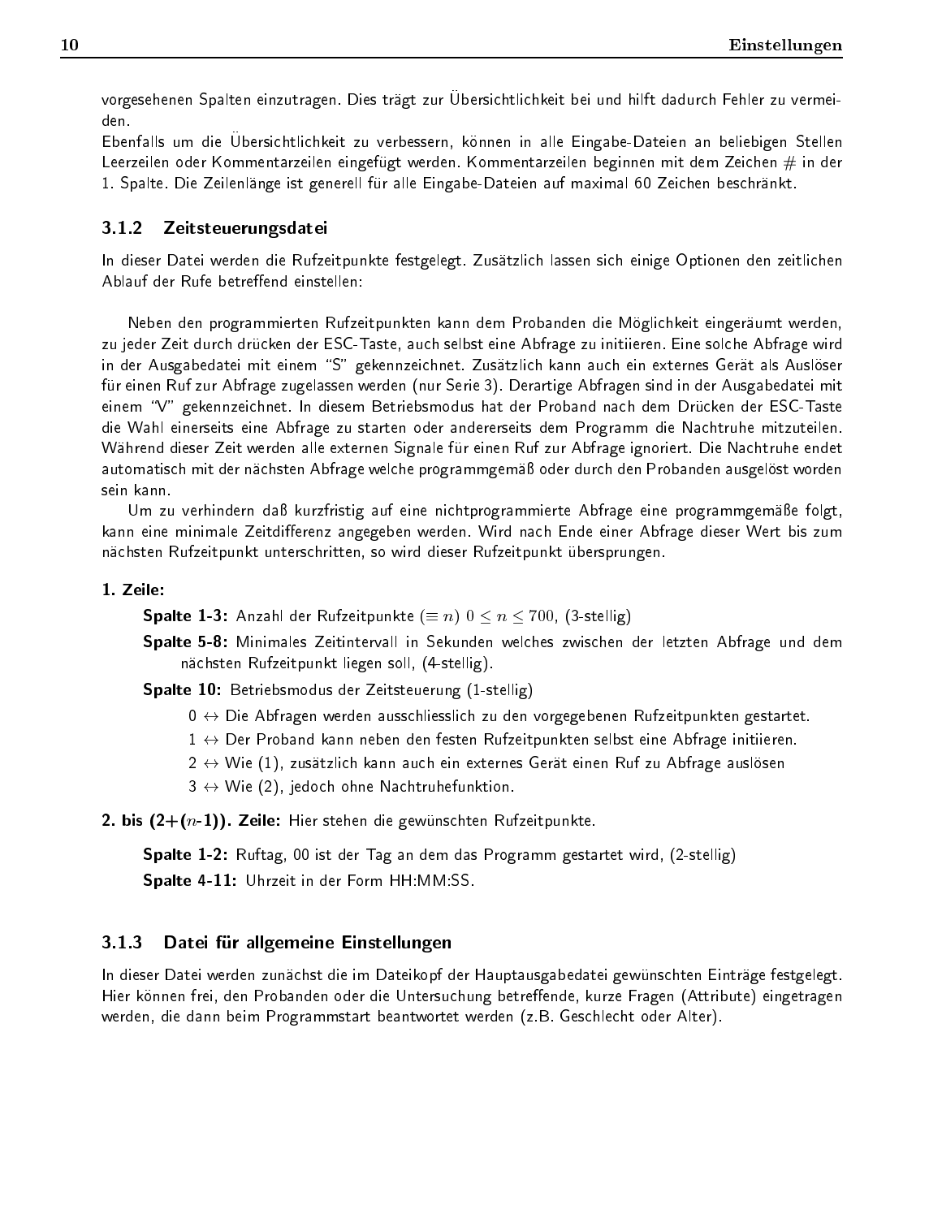vorgesehenen Spalten einzutragen. Dies trägt zur Übersichtlichkeit bei und hilft dadurch Fehler zu vermeiden.
Ebenfalls um die Übersichtlichkeit zu verbessern, können in alle Eingabe-Dateien an beliebigen Stellen Leerzeilen oder Kommentarzeilen eingefügt werden. Kommentarzeilen beginnen mit dem Zeichen # in der 1. Spalte. Die Zeilenlänge ist generell für alle Eingabe-Dateien auf maximal 60 Zeichen beschränkt.

### 3.1.2 Zeitsteuerungsdatei

In dieser Datei werden die Rufzeitpunkte festgelegt. Zusätzlich lassen sich einige Optionen den zeitlichen Ablauf der Rufe betreffend einstellen:

Neben den programmierten Rufzeitpunkten kann dem Probanden die Möglichkeit eingeräumt werden, zu jeder Zeit durch drücken der ESC-Taste, auch selbst eine Abfrage zu initiieren. Eine solche Abfrage wird in der Ausgabedatei mit einem "S" gekennzeichnet. Zusätzlich kann auch ein externes Gerät als Auslöser für einen Ruf zur Abfrage zugelassen werden (nur Serie 3). Derartige Abfragen sind in der Ausgabedatei mit einem "V" gekennzeichnet. In diesem Betriebsmodus hat der Proband nach dem Drücken der ESC-Taste die Wahl einerseits eine Abfrage zu starten oder andererseits dem Programm die Nachtruhe mitzuteilen. Während dieser Zeit werden alle externen Signale für einen Ruf zur Abfrage ignoriert. Die Nachtruhe endet automatisch mit der nächsten Abfrage welche programmgemäß oder durch den Probanden ausgelöst worden sein kann.

Um zu verhindern daß kurzfristig auf eine nichtprogrammierte Abfrage eine programmgemäße folgt, kann eine minimale Zeitdifferenz angegeben werden. Wird nach Ende einer Abfrage dieser Wert bis zum nächsten Rufzeitpunkt unterschritten, so wird dieser Rufzeitpunkt übersprungen.

**1. Zeile:**

- **Spalte 1-3:** Anzahl der Rufzeitpunkte ($\equiv n$) $0 \leq n \leq 700$, (3-stellig)
- **Spalte 5-8:** Minimales Zeitintervall in Sekunden welches zwischen der letzten Abfrage und dem nächsten Rufzeitpunkt liegen soll, (4-stellig).
- **Spalte 10:** Betriebsmodus der Zeitsteuerung (1-stellig)
  - 0 $\leftrightarrow$ Die Abfragen werden ausschliesslich zu den vorgegebenen Rufzeitpunkten gestartet.
  - 1 $\leftrightarrow$ Der Proband kann neben den festen Rufzeitpunkten selbst eine Abfrage initiieren.
  - 2 $\leftrightarrow$ Wie (1), zusätzlich kann auch ein externes Gerät einen Ruf zu Abfrage auslösen
  - 3 $\leftrightarrow$ Wie (2), jedoch ohne Nachtruhefunktion.

**2. bis (2+($n$-1)). Zeile:** Hier stehen die gewünschten Rufzeitpunkte.

- **Spalte 1-2:** Ruftag, 00 ist der Tag an dem das Programm gestartet wird, (2-stellig)
- **Spalte 4-11:** Uhrzeit in der Form HH:MM:SS.

### 3.1.3 Datei für allgemeine Einstellungen

In dieser Datei werden zunächst die im Dateikopf der Hauptausgabedatei gewünschten Einträge festgelegt. Hier können frei, den Probanden oder die Untersuchung betreffende, kurze Fragen (Attribute) eingetragen werden, die dann beim Programmstart beantwortet werden (z.B. Geschlecht oder Alter).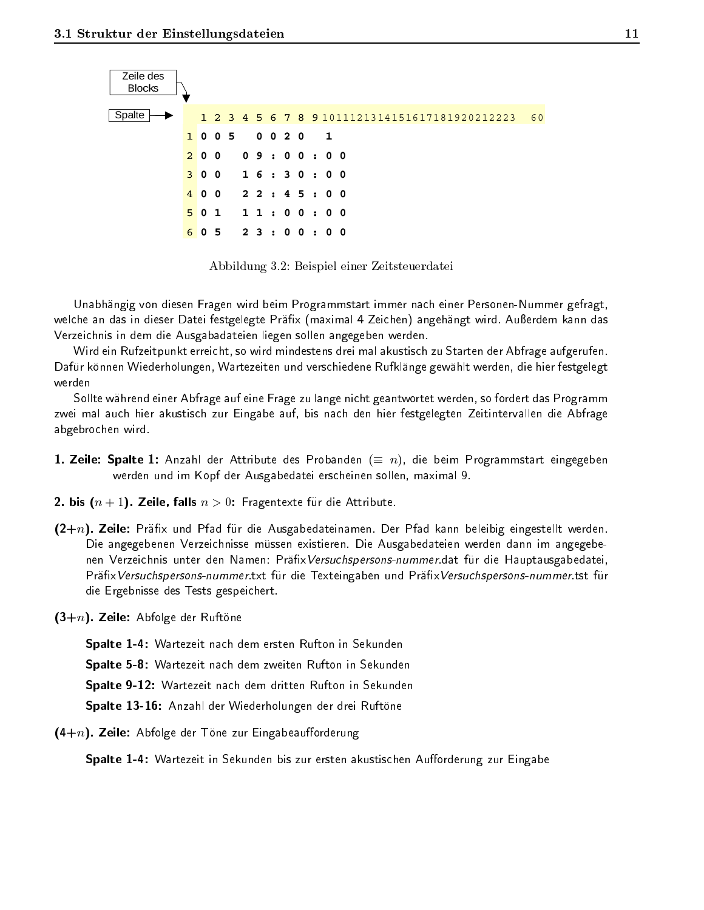Zeile des Blocks

Spalte

```
  1 2 3 4 5 6 7 8 9 1011121314151617181920212223   60
1 0 0 5   0 0 2 0   1
2 0 0   0 9 : 0 0 : 0 0
3 0 0   1 6 : 3 0 : 0 0
4 0 0   2 2 : 4 5 : 0 0
5 0 1   1 1 : 0 0 : 0 0
6 0 5   2 3 : 0 0 : 0 0
```

Abbildung 3.2: Beispiel einer Zeitsteuerdatei

Unabhängig von diesen Fragen wird beim Programmstart immer nach einer Personen-Nummer gefragt, welche an das in dieser Datei festgelegte Präfix (maximal 4 Zeichen) angehängt wird. Außerdem kann das Verzeichnis in dem die Ausgabadateien liegen sollen angegeben werden.

Wird ein Rufzeitpunkt erreicht, so wird mindestens drei mal akustisch zu Starten der Abfrage aufgerufen. Dafür können Wiederholungen, Wartezeiten und verschiedene Rufklänge gewählt werden, die hier festgelegt werden

Sollte während einer Abfrage auf eine Frage zu lange nicht geantwortet werden, so fordert das Programm zwei mal auch hier akustisch zur Eingabe auf, bis nach den hier festgelegten Zeitintervallen die Abfrage abgebrochen wird.

**1. Zeile: Spalte 1:** Anzahl der Attribute des Probanden ($\equiv n$), die beim Programmstart eingegeben werden und im Kopf der Ausgabedatei erscheinen sollen, maximal 9.

**2. bis $(n+1)$. Zeile, falls $n > 0$:** Fragentexte für die Attribute.

**(2+$n$). Zeile:** Präfix und Pfad für die Ausgabedateinamen. Der Pfad kann beleibig eingestellt werden. Die angegebenen Verzeichnisse müssen existieren. Die Ausgabedateien werden dann im angegebenen Verzeichnis unter den Namen: Präfix*Versuchspersons-nummer*.dat für die Hauptausgabedatei, Präfix*Versuchspersons-nummer*.txt für die Texteingaben und Präfix*Versuchspersons-nummer*.tst für die Ergebnisse des Tests gespeichert.

**(3+$n$). Zeile:** Abfolge der Ruftöne

- **Spalte 1-4:** Wartezeit nach dem ersten Rufton in Sekunden
- **Spalte 5-8:** Wartezeit nach dem zweiten Rufton in Sekunden
- **Spalte 9-12:** Wartezeit nach dem dritten Rufton in Sekunden
- **Spalte 13-16:** Anzahl der Wiederholungen der drei Ruftöne

**(4+$n$). Zeile:** Abfolge der Töne zur Eingabeaufforderung

- **Spalte 1-4:** Wartezeit in Sekunden bis zur ersten akustischen Aufforderung zur Eingabe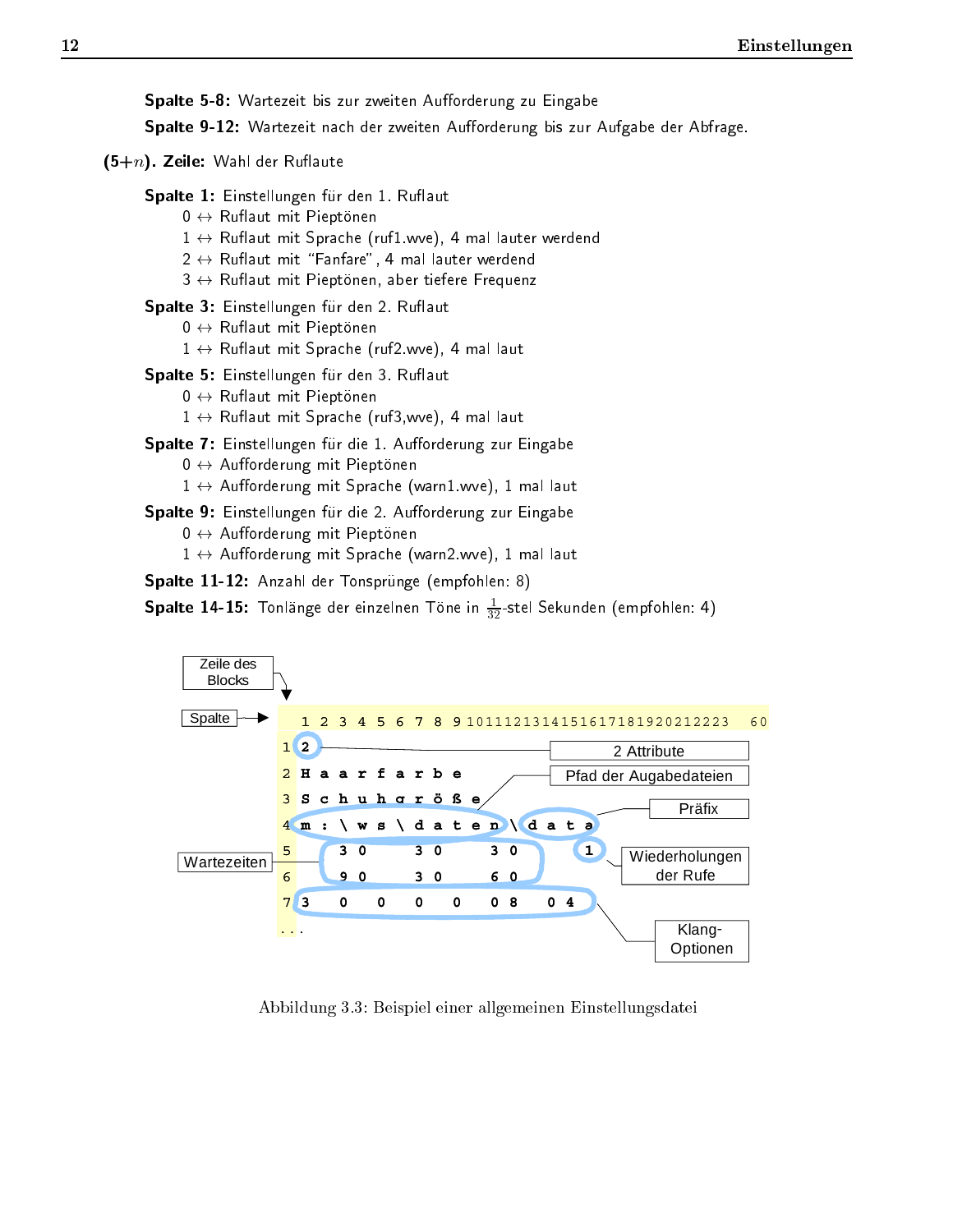**Spalte 5-8:** Wartezeit bis zur zweiten Aufforderung zu Eingabe

**Spalte 9-12:** Wartezeit nach der zweiten Aufforderung bis zur Aufgabe der Abfrage.

**(5+$n$). Zeile:** Wahl der Ruflaute

**Spalte 1:** Einstellungen für den 1. Ruflaut
- 0 ↔ Ruflaut mit Pieptönen
- 1 ↔ Ruflaut mit Sprache (ruf1.wve), 4 mal lauter werdend
- 2 ↔ Ruflaut mit "Fanfare", 4 mal lauter werdend
- 3 ↔ Ruflaut mit Pieptönen, aber tiefere Frequenz

**Spalte 3:** Einstellungen für den 2. Ruflaut
- 0 ↔ Ruflaut mit Pieptönen
- 1 ↔ Ruflaut mit Sprache (ruf2.wve), 4 mal laut

**Spalte 5:** Einstellungen für den 3. Ruflaut
- 0 ↔ Ruflaut mit Pieptönen
- 1 ↔ Ruflaut mit Sprache (ruf3,wve), 4 mal laut

**Spalte 7:** Einstellungen für die 1. Aufforderung zur Eingabe
- 0 ↔ Aufforderung mit Pieptönen
- 1 ↔ Aufforderung mit Sprache (warn1.wve), 1 mal laut

**Spalte 9:** Einstellungen für die 2. Aufforderung zur Eingabe
- 0 ↔ Aufforderung mit Pieptönen
- 1 ↔ Aufforderung mit Sprache (warn2.wve), 1 mal laut

**Spalte 11-12:** Anzahl der Tonsprünge (empfohlen: 8)

**Spalte 14-15:** Tonlänge der einzelnen Töne in $\frac{1}{32}$-stel Sekunden (empfohlen: 4)

```
Spalte →  1 2 3 4 5 6 7 8 9 10111213141516171819202122 23    60
Zeile des Blocks ↓
1  2                                  ← 2 Attribute
2  H a a r f a r b e
3  S c h u h g r ö ß e
4  m : \ w s \ d a t e n \ d a t a   ← Pfad der Augabedateien / Präfix
5    3 0     3 0     3 0     1        ← Wartezeiten / Wiederholungen der Rufe
6    9 0     3 0     6 0
7  3   0   0   0   0   0 8   0 4      ← Klang-Optionen
. . .
```

Abbildung 3.3: Beispiel einer allgemeinen Einstellungsdatei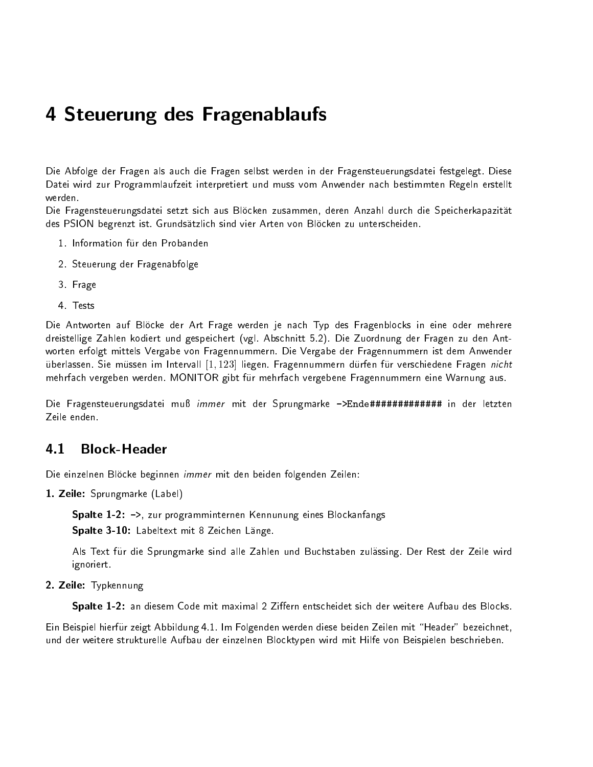# 4 Steuerung des Fragenablaufs

Die Abfolge der Fragen als auch die Fragen selbst werden in der Fragensteuerungsdatei festgelegt. Diese Datei wird zur Programmlaufzeit interpretiert und muss vom Anwender nach bestimmten Regeln erstellt werden.
Die Fragensteuerungsdatei setzt sich aus Blöcken zusammen, deren Anzahl durch die Speicherkapazität des PSION begrenzt ist. Grundsätzlich sind vier Arten von Blöcken zu unterscheiden.

1. Information für den Probanden
2. Steuerung der Fragenabfolge
3. Frage
4. Tests

Die Antworten auf Blöcke der Art Frage werden je nach Typ des Fragenblocks in eine oder mehrere dreistellige Zahlen kodiert und gespeichert (vgl. Abschnitt 5.2). Die Zuordnung der Fragen zu den Antworten erfolgt mittels Vergabe von Fragennummern. Die Vergabe der Fragennummern ist dem Anwender überlassen. Sie müssen im Intervall $[1, 123]$ liegen. Fragennummern dürfen für verschiedene Fragen *nicht* mehrfach vergeben werden. MONITOR gibt für mehrfach vergebene Fragennummern eine Warnung aus.

Die Fragensteuerungsdatei muß *immer* mit der Sprungmarke `->Ende############` in der letzten Zeile enden.

## 4.1 Block-Header

Die einzelnen Blöcke beginnen *immer* mit den beiden folgenden Zeilen:

**1. Zeile:** Sprungmarke (Label)

> **Spalte 1-2:** `->`, zur programminternen Kennunung eines Blockanfangs
>
> **Spalte 3-10:** Labeltext mit 8 Zeichen Länge.
>
> Als Text für die Sprungmarke sind alle Zahlen und Buchstaben zulässing. Der Rest der Zeile wird ignoriert.

**2. Zeile:** Typkennung

> **Spalte 1-2:** an diesem Code mit maximal 2 Ziffern entscheidet sich der weitere Aufbau des Blocks.

Ein Beispiel hierfür zeigt Abbildung 4.1. Im Folgenden werden diese beiden Zeilen mit "Header" bezeichnet, und der weitere strukturelle Aufbau der einzelnen Blocktypen wird mit Hilfe von Beispielen beschrieben.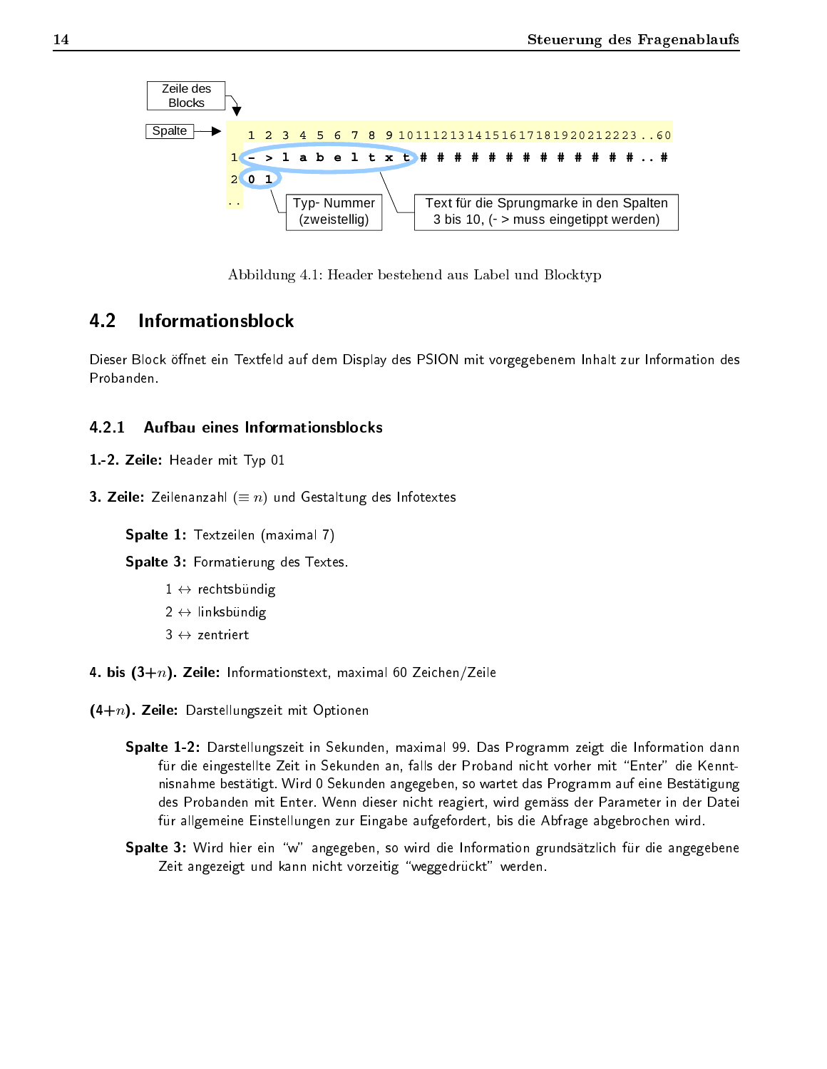Zeile des Blocks

Spalte

```
   1 2 3 4 5 6 7 8 9 10111213141516171819202122 23..60
1  - > l a b e l t x t # # # # # # # # # # # # # ..#
2  0 1
..
```

Typ- Nummer (zweistellig)

Text für die Sprungmarke in den Spalten 3 bis 10, (- > muss eingetippt werden)

Abbildung 4.1: Header bestehend aus Label und Blocktyp

## 4.2 Informationsblock

Dieser Block öffnet ein Textfeld auf dem Display des PSION mit vorgegebenem Inhalt zur Information des Probanden.

### 4.2.1 Aufbau eines Informationsblocks

**1.-2. Zeile:** Header mit Typ 01

**3. Zeile:** Zeilenanzahl ($\equiv n$) und Gestaltung des Infotextes

- **Spalte 1:** Textzeilen (maximal 7)
- **Spalte 3:** Formatierung des Textes.
  - 1 $\leftrightarrow$ rechtsbündig
  - 2 $\leftrightarrow$ linksbündig
  - 3 $\leftrightarrow$ zentriert

**4. bis (3+$n$). Zeile:** Informationstext, maximal 60 Zeichen/Zeile

**(4+$n$). Zeile:** Darstellungszeit mit Optionen

- **Spalte 1-2:** Darstellungszeit in Sekunden, maximal 99. Das Programm zeigt die Information dann für die eingestellte Zeit in Sekunden an, falls der Proband nicht vorher mit "Enter" die Kenntnisnahme bestätigt. Wird 0 Sekunden angegeben, so wartet das Programm auf eine Bestätigung des Probanden mit Enter. Wenn dieser nicht reagiert, wird gemäss der Parameter in der Datei für allgemeine Einstellungen zur Eingabe aufgefordert, bis die Abfrage abgebrochen wird.
- **Spalte 3:** Wird hier ein "w" angegeben, so wird die Information grundsätzlich für die angegebene Zeit angezeigt und kann nicht vorzeitig "weggedrückt" werden.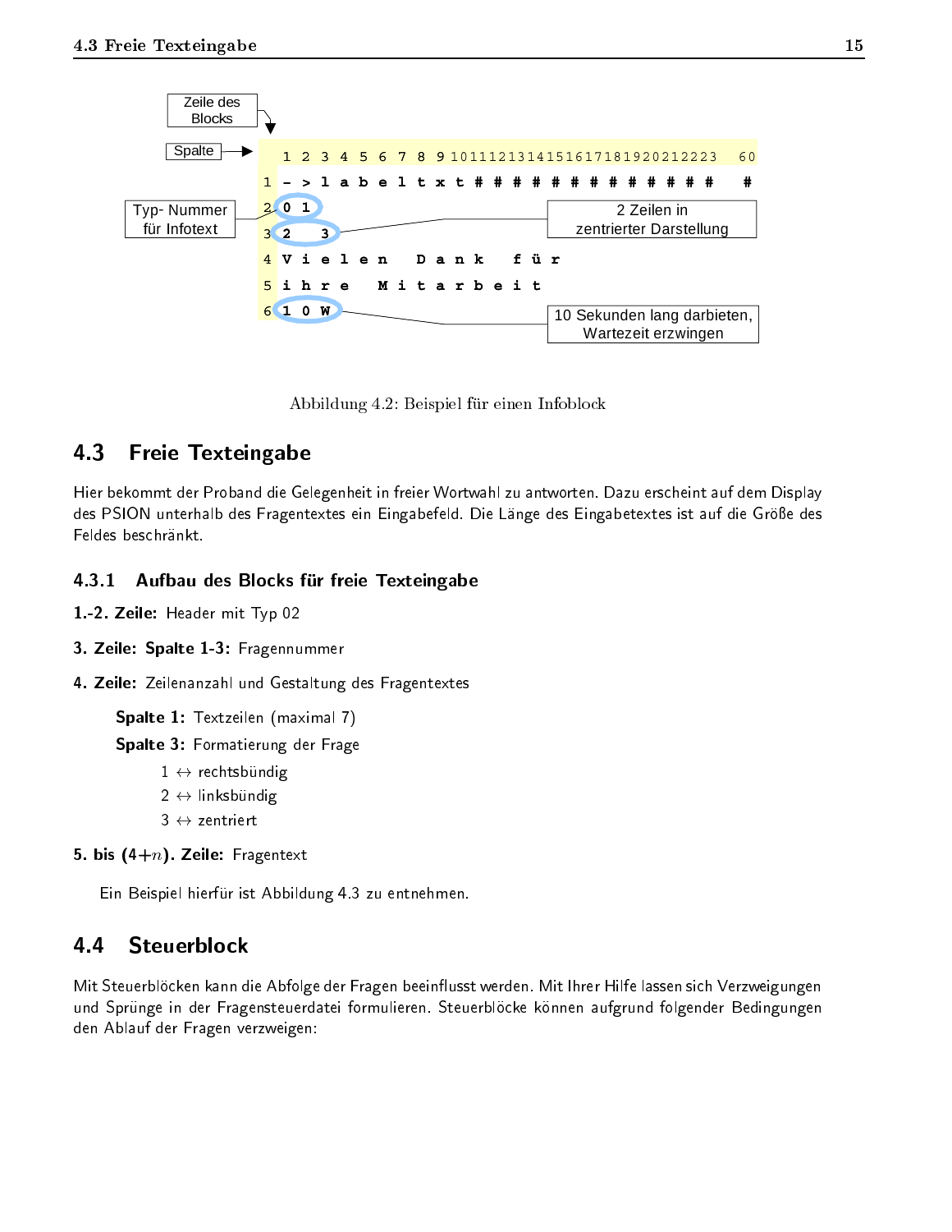```
Zeile des Blocks
Spalte

     1 2 3 4 5 6 7 8 9 10 11 12 13 14 15 16 17 18 19 20 21 22 23   60
   1 - > l a b e l t x t # # # # # # # # # # # # #                  #
   2 0 1
   3 2   3
   4 V i e l e n   D a n k   f ü r
   5 i h r e   M i t a r b e i t
   6 1 0 W

Typ- Nummer für Infotext      (Zeile 2: 0 1)
2 Zeilen in zentrierter Darstellung      (Zeile 3: 2   3)
10 Sekunden lang darbieten, Wartezeit erzwingen      (Zeile 6: 1 0 W)
```

Abbildung 4.2: Beispiel für einen Infoblock

## 4.3 Freie Texteingabe

Hier bekommt der Proband die Gelegenheit in freier Wortwahl zu antworten. Dazu erscheint auf dem Display des PSION unterhalb des Fragentextes ein Eingabefeld. Die Länge des Eingabetextes ist auf die Größe des Feldes beschränkt.

### 4.3.1 Aufbau des Blocks für freie Texteingabe

**1.-2. Zeile:** Header mit Typ 02

**3. Zeile: Spalte 1-3:** Fragennummer

**4. Zeile:** Zeilenanzahl und Gestaltung des Fragentextes

- **Spalte 1:** Textzeilen (maximal 7)
- **Spalte 3:** Formatierung der Frage
  - 1 ↔ rechtsbündig
  - 2 ↔ linksbündig
  - 3 ↔ zentriert

**5. bis (4+$n$). Zeile:** Fragentext

Ein Beispiel hierfür ist Abbildung 4.3 zu entnehmen.

## 4.4 Steuerblock

Mit Steuerblöcken kann die Abfolge der Fragen beeinflusst werden. Mit Ihrer Hilfe lassen sich Verzweigungen und Sprünge in der Fragensteuerdatei formulieren. Steuerblöcke können aufgrund folgender Bedingungen den Ablauf der Fragen verzweigen: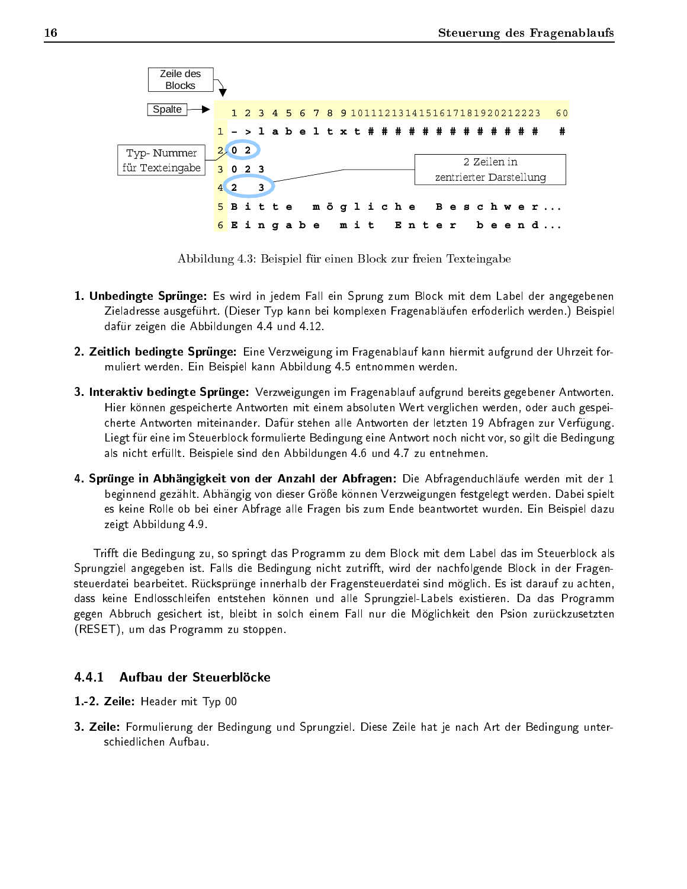Zeile des Blocks

Spalte

```
  1 2 3 4 5 6 7 8 9 1011121314151617181920212223   60
1 - > l a b e l t x t # # # # # # # # # # # # # #   #
2 0 2
3 0 2 3
4 2   3
5 B i t t e   m ö g l i c h e   B e s c h w e r...
6 E i n g a b e   m i t   E n t e r   b e e n d...
```

Typ- Nummer für Texteingabe

2 Zeilen in zentrierter Darstellung

Abbildung 4.3: Beispiel für einen Block zur freien Texteingabe

1. **Unbedingte Sprünge:** Es wird in jedem Fall ein Sprung zum Block mit dem Label der angegebenen Zieladresse ausgeführt. (Dieser Typ kann bei komplexen Fragenabläufen erfoderlich werden.) Beispiel dafür zeigen die Abbildungen 4.4 und 4.12.

2. **Zeitlich bedingte Sprünge:** Eine Verzweigung im Fragenablauf kann hiermit aufgrund der Uhrzeit formuliert werden. Ein Beispiel kann Abbildung 4.5 entnommen werden.

3. **Interaktiv bedingte Sprünge:** Verzweigungen im Fragenablauf aufgrund bereits gegebener Antworten. Hier können gespeicherte Antworten mit einem absoluten Wert verglichen werden, oder auch gespeicherte Antworten miteinander. Dafür stehen alle Antworten der letzten 19 Abfragen zur Verfügung. Liegt für eine im Steuerblock formulierte Bedingung eine Antwort noch nicht vor, so gilt die Bedingung als nicht erfüllt. Beispiele sind den Abbildungen 4.6 und 4.7 zu entnehmen.

4. **Sprünge in Abhängigkeit von der Anzahl der Abfragen:** Die Abfragenduchläufe werden mit der 1 beginnend gezählt. Abhängig von dieser Größe können Verzweigungen festgelegt werden. Dabei spielt es keine Rolle ob bei einer Abfrage alle Fragen bis zum Ende beantwortet wurden. Ein Beispiel dazu zeigt Abbildung 4.9.

Trifft die Bedingung zu, so springt das Programm zu dem Block mit dem Label das im Steuerblock als Sprungziel angegeben ist. Falls die Bedingung nicht zutrifft, wird der nachfolgende Block in der Fragensteuerdatei bearbeitet. Rücksprünge innerhalb der Fragensteuerdatei sind möglich. Es ist darauf zu achten, dass keine Endlosschleifen entstehen können und alle Sprungziel-Labels existieren. Da das Programm gegen Abbruch gesichert ist, bleibt in solch einem Fall nur die Möglichkeit den Psion zurückzusetzten (RESET), um das Programm zu stoppen.

### 4.4.1 Aufbau der Steuerblöcke

**1.-2. Zeile:** Header mit Typ 00

**3. Zeile:** Formulierung der Bedingung und Sprungziel. Diese Zeile hat je nach Art der Bedingung unterschiedlichen Aufbau.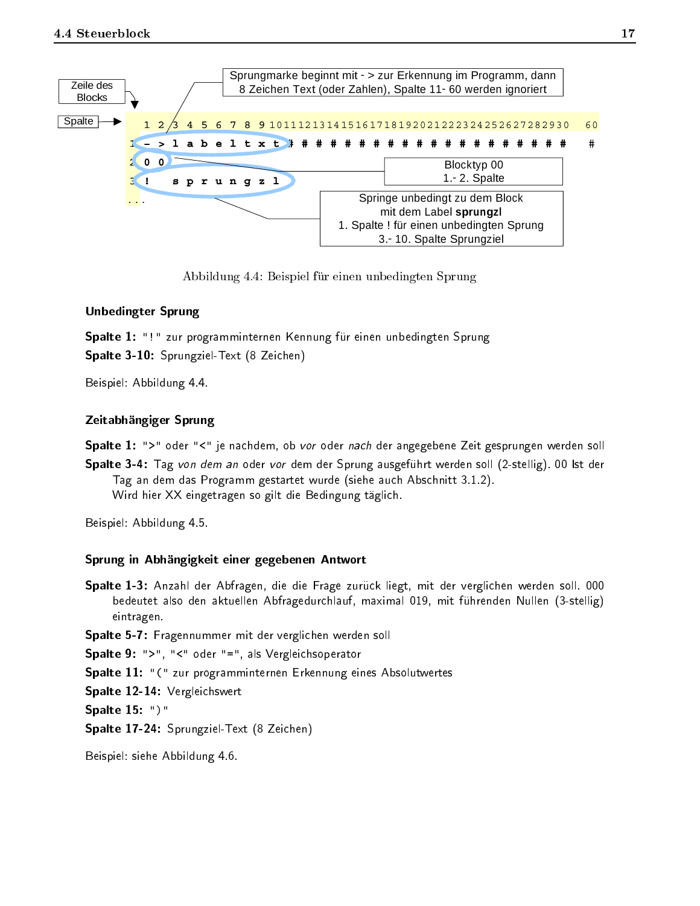Zeile des Blocks

Spalte

```
   1 2 3 4 5 6 7 8 9 10111213141516171819202122232425262728293O   60
1  - > l a b e l t x t # # # # # # # # # # # # # # # # # # # # #   #
2  0 0
3  !   s p r u n g z l
...
```

Sprungmarke beginnt mit - > zur Erkennung im Programm, dann 8 Zeichen Text (oder Zahlen), Spalte 11- 60 werden ignoriert

Blocktyp 00
1.- 2. Spalte

Springe unbedingt zu dem Block mit dem Label **sprungzl**
1. Spalte ! für einen unbedingten Sprung
3.- 10. Spalte Sprungziel

Abbildung 4.4: Beispiel für einen unbedingten Sprung

### Unbedingter Sprung

**Spalte 1:** "!" zur programminternen Kennung für einen unbedingten Sprung

**Spalte 3-10:** Sprungziel-Text (8 Zeichen)

Beispiel: Abbildung 4.4.

### Zeitabhängiger Sprung

**Spalte 1:** ">" oder "<" je nachdem, ob *vor* oder *nach* der angegebene Zeit gesprungen werden soll

**Spalte 3-4:** Tag *von dem an* oder *vor* dem der Sprung ausgeführt werden soll (2-stellig). 00 Ist der Tag an dem das Programm gestartet wurde (siehe auch Abschnitt 3.1.2).
Wird hier XX eingetragen so gilt die Bedingung täglich.

Beispiel: Abbildung 4.5.

### Sprung in Abhängigkeit einer gegebenen Antwort

**Spalte 1-3:** Anzahl der Abfragen, die die Frage zurück liegt, mit der verglichen werden soll. 000 bedeutet also den aktuellen Abfragedurchlauf, maximal 019, mit führenden Nullen (3-stellig) eintragen.

**Spalte 5-7:** Fragennummer mit der verglichen werden soll

**Spalte 9:** ">", "<" oder "=", als Vergleichsoperator

**Spalte 11:** "(" zur programminternen Erkennung eines Absolutwertes

**Spalte 12-14:** Vergleichswert

**Spalte 15:** ")"

**Spalte 17-24:** Sprungziel-Text (8 Zeichen)

Beispiel: siehe Abbildung 4.6.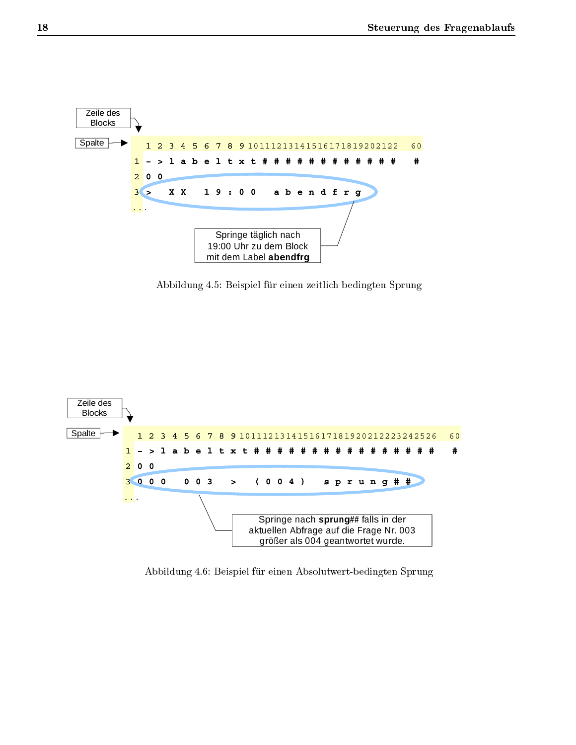Zeile des Blocks

Spalte

```
   1 2 3 4 5 6 7 8 9 10111213141516171819202122   60
1  - > l a b e l t x t # # # # # # # # # # # # #    #
2  0 0
3  >   X X   1 9 : 0 0   a b e n d f r g
...
```

Springe täglich nach 19:00 Uhr zu dem Block mit dem Label **abendfrg**

Abbildung 4.5: Beispiel für einen zeitlich bedingten Sprung

Zeile des Blocks

Spalte

```
   1 2 3 4 5 6 7 8 9 1011121314151617181920212223242526   60
1  - > l a b e l t x t # # # # # # # # # # # # # # # # #    #
2  0 0
3  0 0 0   0 0 3   >   ( 0 0 4 )   s p r u n g # #
...
```

Springe nach **sprung**## falls in der aktuellen Abfrage auf die Frage Nr. 003 größer als 004 geantwortet wurde.

Abbildung 4.6: Beispiel für einen Absolutwert-bedingten Sprung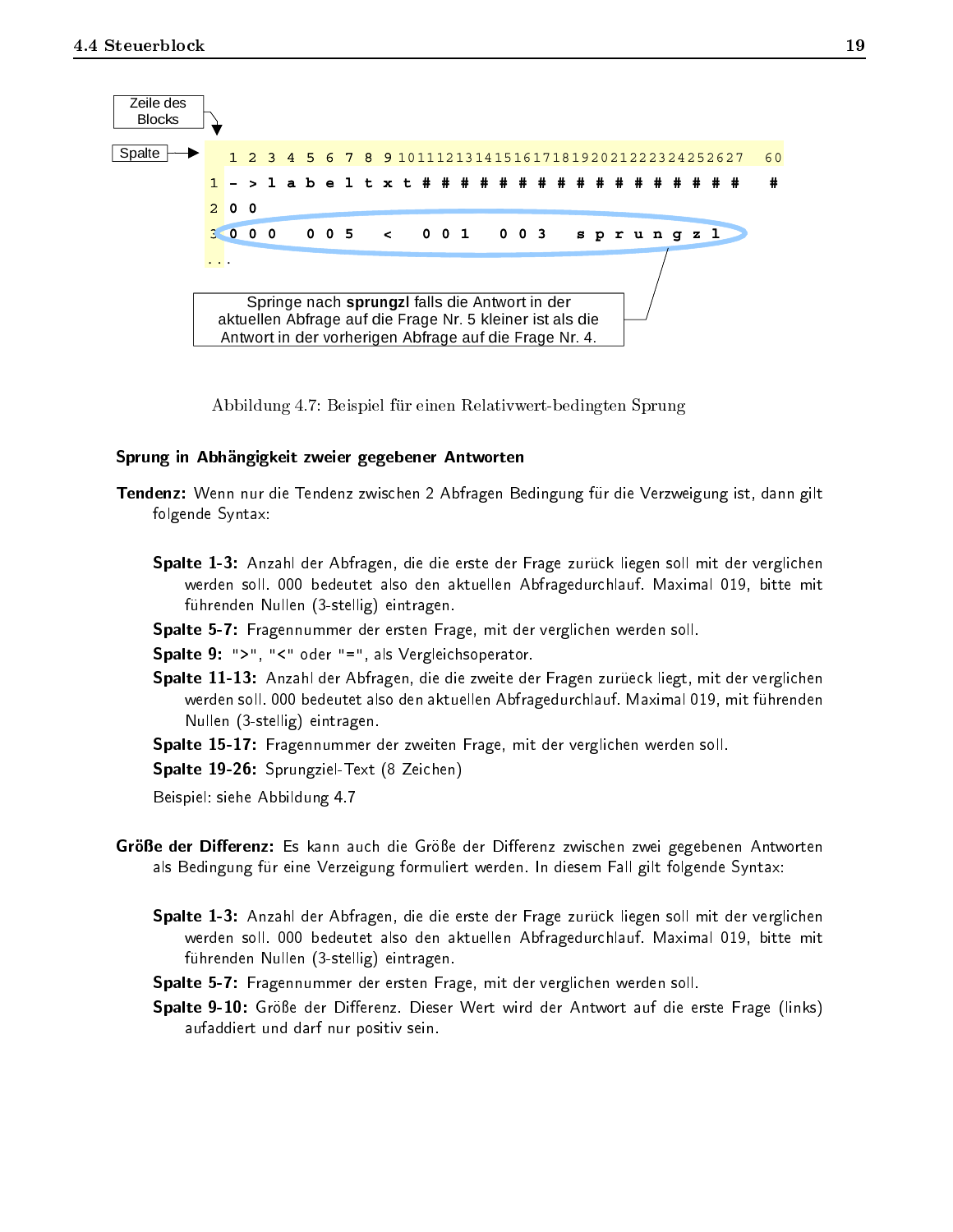Zeile des Blocks

Spalte

```
   1 2 3 4 5 6 7 8 9 10111213141516171819202122232425262 7   60
1  - > l a b e l t x t # # # # # # # # # # # # # # # # # #   #
2  0 0
3  0 0 0   0 0 5   <   0 0 1   0 0 3   s p r u n g z l
...
```

Springe nach **sprungzl** falls die Antwort in der aktuellen Abfrage auf die Frage Nr. 5 kleiner ist als die Antwort in der vorherigen Abfrage auf die Frage Nr. 4.

Abbildung 4.7: Beispiel für einen Relativwert-bedingten Sprung

### Sprung in Abhängigkeit zweier gegebener Antworten

**Tendenz:** Wenn nur die Tendenz zwischen 2 Abfragen Bedingung für die Verzweigung ist, dann gilt folgende Syntax:

- **Spalte 1-3:** Anzahl der Abfragen, die die erste der Frage zurück liegen soll mit der verglichen werden soll. 000 bedeutet also den aktuellen Abfragedurchlauf. Maximal 019, bitte mit führenden Nullen (3-stellig) eintragen.
- **Spalte 5-7:** Fragennummer der ersten Frage, mit der verglichen werden soll.
- **Spalte 9:** ">", "<" oder "=", als Vergleichsoperator.
- **Spalte 11-13:** Anzahl der Abfragen, die die zweite der Fragen zurüeck liegt, mit der verglichen werden soll. 000 bedeutet also den aktuellen Abfragedurchlauf. Maximal 019, mit führenden Nullen (3-stellig) eintragen.
- **Spalte 15-17:** Fragennummer der zweiten Frage, mit der verglichen werden soll.
- **Spalte 19-26:** Sprungziel-Text (8 Zeichen)

Beispiel: siehe Abbildung 4.7

**Größe der Differenz:** Es kann auch die Größe der Differenz zwischen zwei gegebenen Antworten als Bedingung für eine Verzeigung formuliert werden. In diesem Fall gilt folgende Syntax:

- **Spalte 1-3:** Anzahl der Abfragen, die die erste der Frage zurück liegen soll mit der verglichen werden soll. 000 bedeutet also den aktuellen Abfragedurchlauf. Maximal 019, bitte mit führenden Nullen (3-stellig) eintragen.
- **Spalte 5-7:** Fragennummer der ersten Frage, mit der verglichen werden soll.
- **Spalte 9-10:** Größe der Differenz. Dieser Wert wird der Antwort auf die erste Frage (links) aufaddiert und darf nur positiv sein.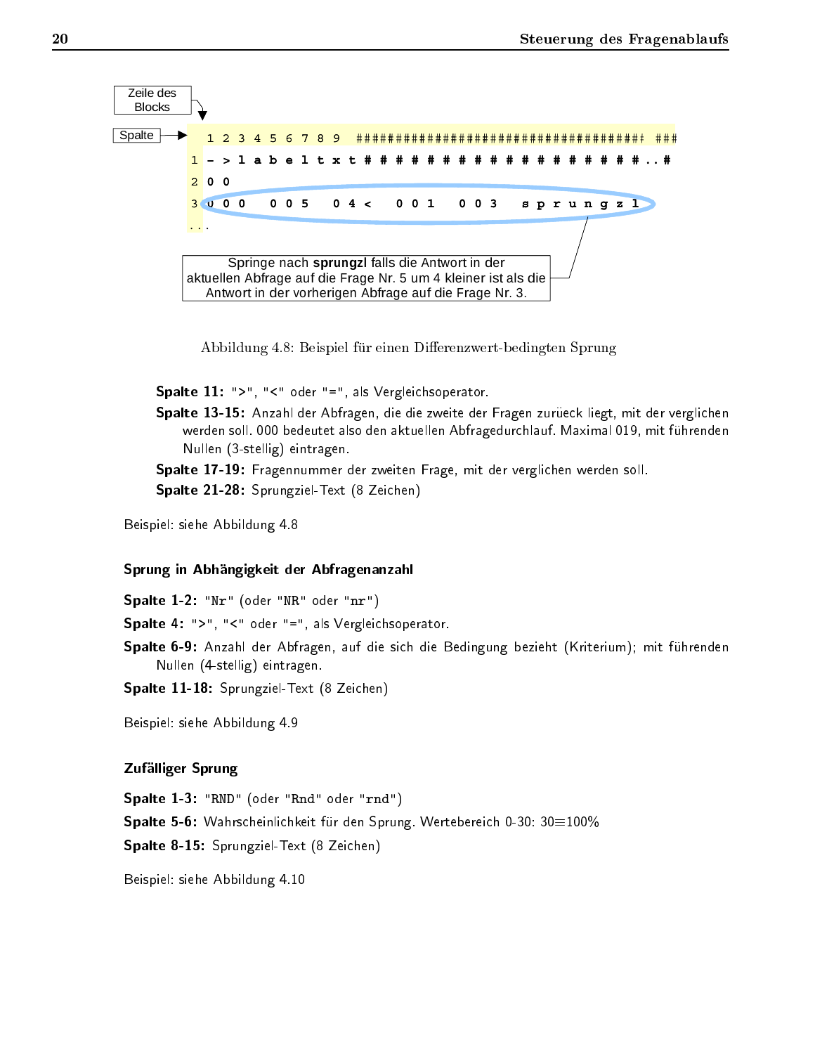Zeile des Blocks

Spalte

```
  1 2 3 4 5 6 7 8 9  ################################## ###
1 - > l a b e l t x t # # # # # # # # # # # # # # # # # # ..#
2 0 0
3 0 0 0   0 0 5   0 4 <   0 0 1   0 0 3   s p r u n g z l
...
```

Springe nach **sprungzl** falls die Antwort in der aktuellen Abfrage auf die Frage Nr. 5 um 4 kleiner ist als die Antwort in der vorherigen Abfrage auf die Frage Nr. 3.

Abbildung 4.8: Beispiel für einen Differenzwert-bedingten Sprung

**Spalte 11:** ">", "<" oder "=", als Vergleichsoperator.

**Spalte 13-15:** Anzahl der Abfragen, die die zweite der Fragen zurüeck liegt, mit der verglichen werden soll. 000 bedeutet also den aktuellen Abfragedurchlauf. Maximal 019, mit führenden Nullen (3-stellig) eintragen.

**Spalte 17-19:** Fragennummer der zweiten Frage, mit der verglichen werden soll.

**Spalte 21-28:** Sprungziel-Text (8 Zeichen)

Beispiel: siehe Abbildung 4.8

### Sprung in Abhängigkeit der Abfragenanzahl

**Spalte 1-2:** "Nr" (oder "NR" oder "nr")

**Spalte 4:** ">", "<" oder "=", als Vergleichsoperator.

**Spalte 6-9:** Anzahl der Abfragen, auf die sich die Bedingung bezieht (Kriterium); mit führenden Nullen (4-stellig) eintragen.

**Spalte 11-18:** Sprungziel-Text (8 Zeichen)

Beispiel: siehe Abbildung 4.9

### Zufälliger Sprung

**Spalte 1-3:** "RND" (oder "Rnd" oder "rnd")

**Spalte 5-6:** Wahrscheinlichkeit für den Sprung. Wertebereich 0-30: 30≡100%

**Spalte 8-15:** Sprungziel-Text (8 Zeichen)

Beispiel: siehe Abbildung 4.10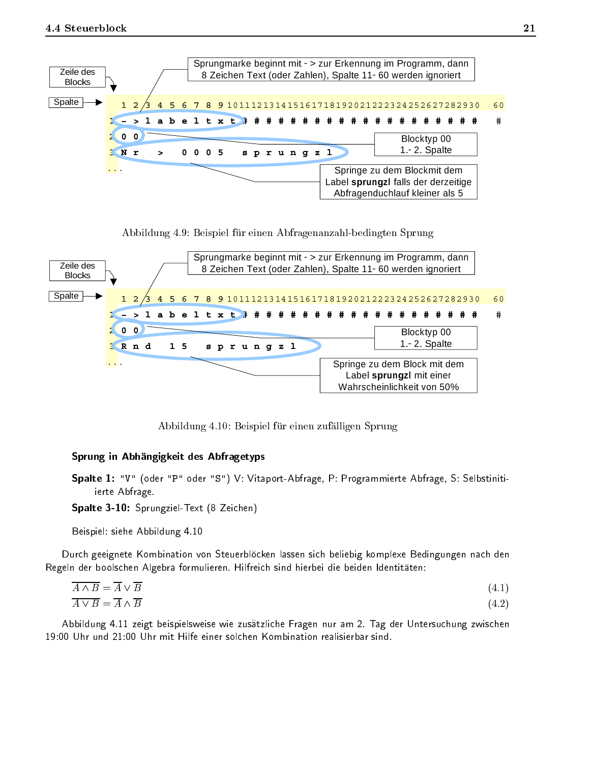Zeile des Blocks

Spalte

Sprungmarke beginnt mit - > zur Erkennung im Programm, dann 8 Zeichen Text (oder Zahlen), Spalte 11- 60 werden ignoriert

```
   1 2 3 4 5 6 7 8 9 10111213141516171819202122232425262728293 0   60
1  - > l a b e l t x t # # # # # # # # # # # # # # # # # # # # #    #
2  0 0
3  N r   >   0 0 0 5   s p r u n g z l
...
```

Blocktyp 00
1.- 2. Spalte

Springe zu dem Blockmit dem Label **sprungzl** falls der derzeitige Abfragenduchlauf kleiner als 5

Abbildung 4.9: Beispiel für einen Abfragenanzahl-bedingten Sprung

Zeile des Blocks

Spalte

Sprungmarke beginnt mit - > zur Erkennung im Programm, dann 8 Zeichen Text (oder Zahlen), Spalte 11- 60 werden ignoriert

```
   1 2 3 4 5 6 7 8 9 10111213141516171819202122232425262728293 0   60
1  - > l a b e l t x t # # # # # # # # # # # # # # # # # # # # #    #
2  0 0
3  R n d   1 5   s p r u n g z l
...
```

Blocktyp 00
1.- 2. Spalte

Springe zu dem Block mit dem Label **sprungzl** mit einer Wahrscheinlichkeit von 50%

Abbildung 4.10: Beispiel für einen zufälligen Sprung

**Sprung in Abhängigkeit des Abfragetyps**

**Spalte 1:** "V" (oder "P" oder "S") V: Vitaport-Abfrage, P: Programmierte Abfrage, S: Selbstinitiierte Abfrage.

**Spalte 3-10:** Sprungziel-Text (8 Zeichen)

Beispiel: siehe Abbildung 4.10

Durch geeignete Kombination von Steuerblöcken lassen sich beliebig komplexe Bedingungen nach den Regeln der boolschen Algebra formulieren. Hilfreich sind hierbei die beiden Identitäten:

$$\overline{A \wedge B} = \overline{A} \vee \overline{B} \tag{4.1}$$

$$\overline{A \vee B} = \overline{A} \wedge \overline{B} \tag{4.2}$$

Abbildung 4.11 zeigt beispielsweise wie zusätzliche Fragen nur am 2. Tag der Untersuchung zwischen 19:00 Uhr und 21:00 Uhr mit Hilfe einer solchen Kombination realisierbar sind.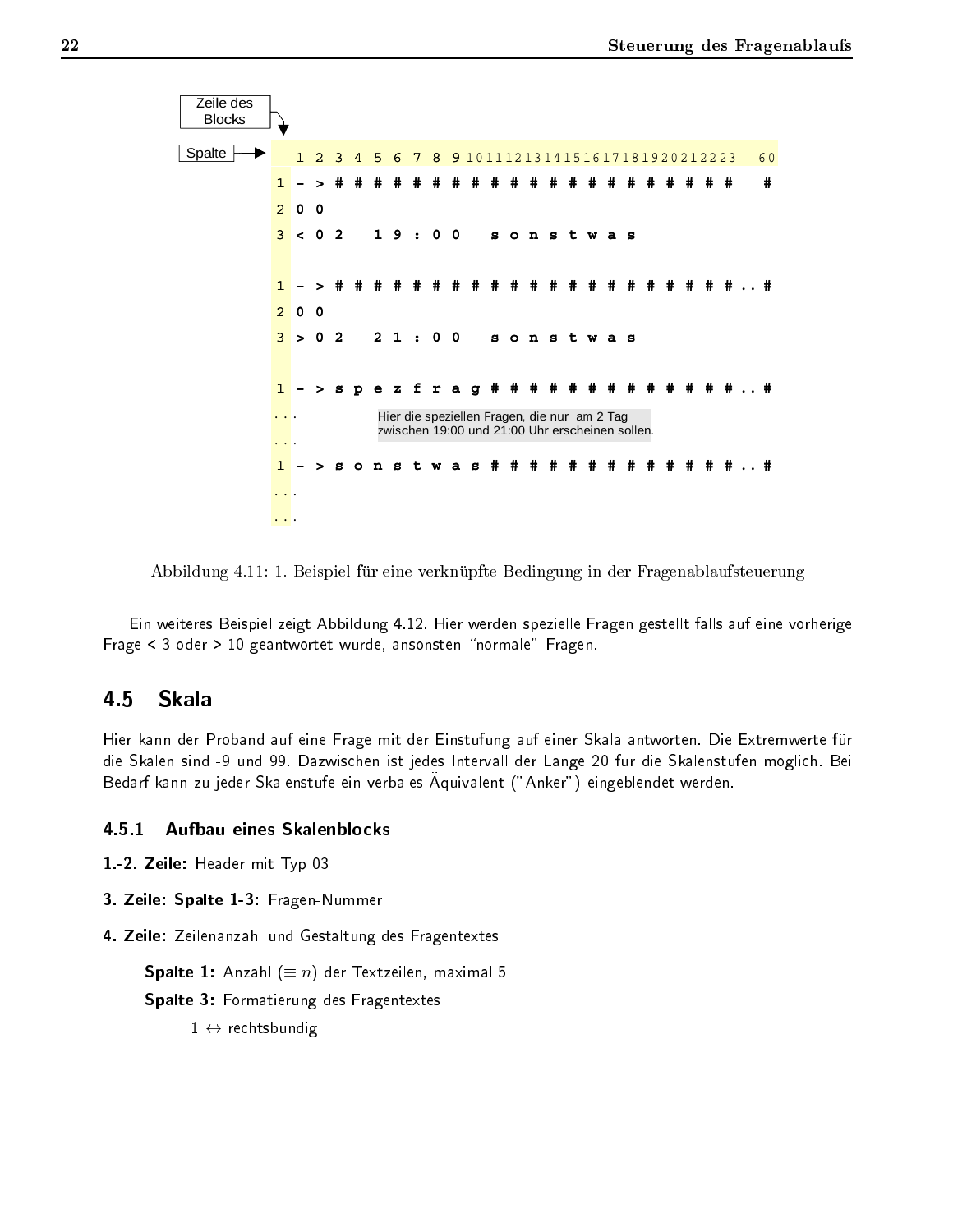```
Zeile des
Blocks
Spalte →   1 2 3 4 5 6 7 8 9 10 11 12 13 14 15 16 17 18 19 20 21 22 23    60
1 - > # # # # # # # # # # # # # # # # # # # # #     #
2 0 0
3 < 0 2   1 9 : 0 0   s o n s t w a s

1 - > # # # # # # # # # # # # # # # # # # # # # .. #
2 0 0
3 > 0 2   2 1 : 0 0   s o n s t w a s

1 - > s p e z f r a g # # # # # # # # # # # # # # .. #
...          Hier die speziellen Fragen, die nur  am 2 Tag
             zwischen 19:00 und 21:00 Uhr erscheinen sollen.
...
1 - > s o n s t w a s # # # # # # # # # # # # # # .. #
...
...
```

Abbildung 4.11: 1. Beispiel für eine verknüpfte Bedingung in der Fragenablaufsteuerung

Ein weiteres Beispiel zeigt Abbildung 4.12. Hier werden spezielle Fragen gestellt falls auf eine vorherige Frage < 3 oder > 10 geantwortet wurde, ansonsten "normale" Fragen.

## 4.5 Skala

Hier kann der Proband auf eine Frage mit der Einstufung auf einer Skala antworten. Die Extremwerte für die Skalen sind -9 und 99. Dazwischen ist jedes Intervall der Länge 20 für die Skalenstufen möglich. Bei Bedarf kann zu jeder Skalenstufe ein verbales Äquivalent ("Anker") eingeblendet werden.

### 4.5.1 Aufbau eines Skalenblocks

**1.-2. Zeile:** Header mit Typ 03

**3. Zeile: Spalte 1-3:** Fragen-Nummer

**4. Zeile:** Zeilenanzahl und Gestaltung des Fragentextes

- **Spalte 1:** Anzahl ($\equiv n$) der Textzeilen, maximal 5
- **Spalte 3:** Formatierung des Fragentextes
  - 1 $\leftrightarrow$ rechtsbündig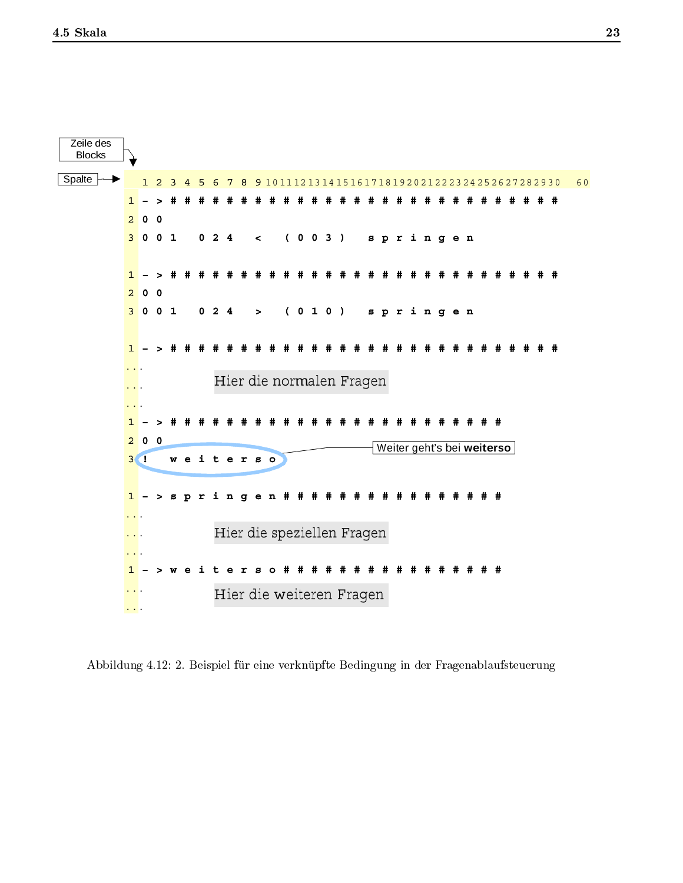```
Zeile des
Blocks
Spalte →    1 2 3 4 5 6 7 8 9 10111213141516171819202122232425262728293O   60
          1 - > # # # # # # # # # # # # # # # # # # # # # # # # # # # #
          2 0 0
          3 0 0 1   0 2 4   <   ( 0 0 3 )   s p r i n g e n

          1 - > # # # # # # # # # # # # # # # # # # # # # # # # # # # #
          2 0 0
          3 0 0 1   0 2 4   >   ( 0 1 0 )   s p r i n g e n

          1 - > # # # # # # # # # # # # # # # # # # # # # # # # # # # #
          ...
          ...            Hier die normalen Fragen
          ...
          1 - > # # # # # # # # # # # # # # # # # # # # # # # # #
          2 0 0
          3 !   w e i t e r s o                    Weiter geht's bei weiterso

          1 - > s p r i n g e n # # # # # # # # # # # # # # # # #
          ...
          ...            Hier die speziellen Fragen
          ...
          1 - > w e i t e r s o # # # # # # # # # # # # # # # # #
          ...            Hier die weiteren Fragen
          ...
```

Abbildung 4.12: 2. Beispiel für eine verknüpfte Bedingung in der Fragenablaufsteuerung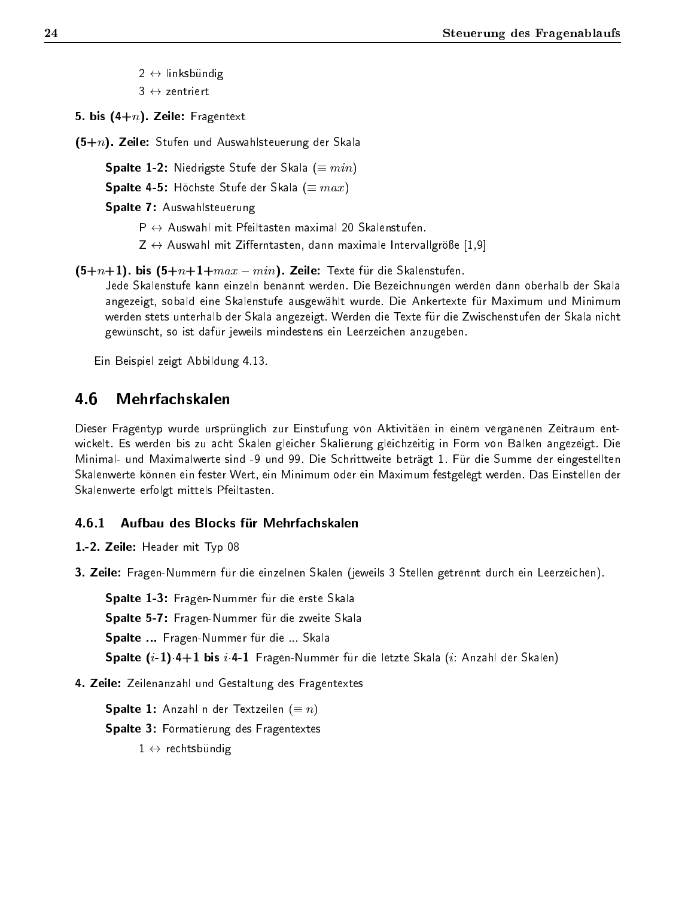2 ↔ linksbündig

3 ↔ zentriert

**5. bis (4+$n$). Zeile:** Fragentext

**(5+$n$). Zeile:** Stufen und Auswahlsteuerung der Skala

**Spalte 1-2:** Niedrigste Stufe der Skala ($\equiv min$)

**Spalte 4-5:** Höchste Stufe der Skala ($\equiv max$)

**Spalte 7:** Auswahlsteuerung

P ↔ Auswahl mit Pfeiltasten maximal 20 Skalenstufen.

Z ↔ Auswahl mit Zifferntasten, dann maximale Intervallgröße [1,9]

**(5+$n$+1). bis (5+$n$+1+$max - min$). Zeile:** Texte für die Skalenstufen.
Jede Skalenstufe kann einzeln benannt werden. Die Bezeichnungen werden dann oberhalb der Skala angezeigt, sobald eine Skalenstufe ausgewählt wurde. Die Ankertexte für Maximum und Minimum werden stets unterhalb der Skala angezeigt. Werden die Texte für die Zwischenstufen der Skala nicht gewünscht, so ist dafür jeweils mindestens ein Leerzeichen anzugeben.

Ein Beispiel zeigt Abbildung 4.13.

## 4.6 Mehrfachskalen

Dieser Fragentyp wurde ursprünglich zur Einstufung von Aktivitäen in einem verganenen Zeitraum entwickelt. Es werden bis zu acht Skalen gleicher Skalierung gleichzeitig in Form von Balken angezeigt. Die Minimal- und Maximalwerte sind -9 und 99. Die Schrittweite beträgt 1. Für die Summe der eingestellten Skalenwerte können ein fester Wert, ein Minimum oder ein Maximum festgelegt werden. Das Einstellen der Skalenwerte erfolgt mittels Pfeiltasten.

### 4.6.1 Aufbau des Blocks für Mehrfachskalen

**1.-2. Zeile:** Header mit Typ 08

**3. Zeile:** Fragen-Nummern für die einzelnen Skalen (jeweils 3 Stellen getrennt durch ein Leerzeichen).

**Spalte 1-3:** Fragen-Nummer für die erste Skala

**Spalte 5-7:** Fragen-Nummer für die zweite Skala

**Spalte ...** Fragen-Nummer für die ... Skala

**Spalte ($i$-1)·4+1 bis $i$·4-1** Fragen-Nummer für die letzte Skala ($i$: Anzahl der Skalen)

**4. Zeile:** Zeilenanzahl und Gestaltung des Fragentextes

**Spalte 1:** Anzahl n der Textzeilen ($\equiv n$)

**Spalte 3:** Formatierung des Fragentextes

1 ↔ rechtsbündig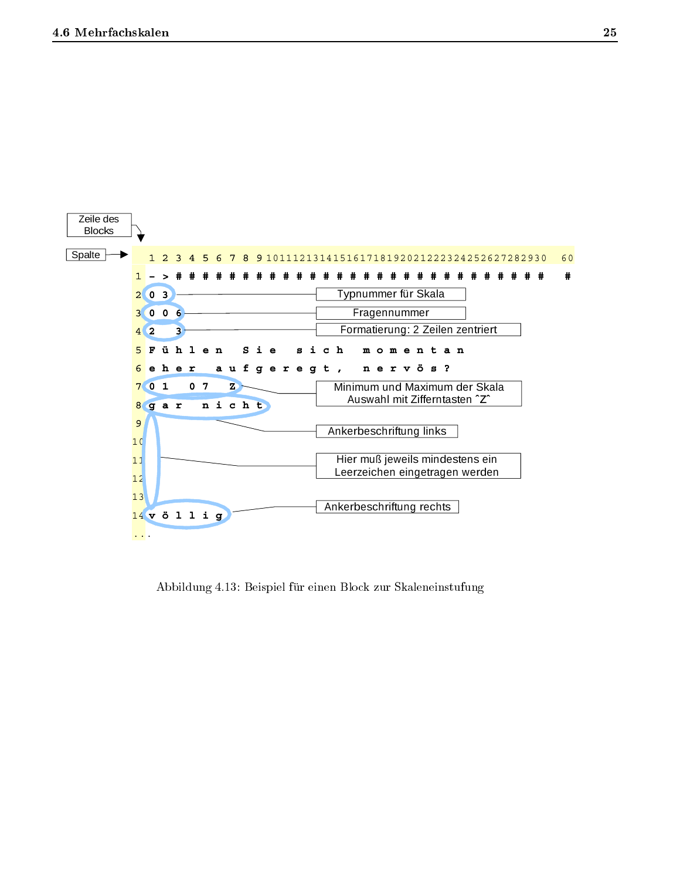Zeile des Blocks

Spalte

```
   1 2 3 4 5 6 7 8 9 101112131415161718192021222324252627282930   60
 1 - > # # # # # # # # # # # # # # # # # # # # # # # # # # # #   #
 2 0 3
 3 0 0 6
 4 2   3
 5 F ü h l e n   S i e   s i c h   m o m e n t a n
 6 e h e r   a u f g e r e g t ,   n e r v ö s ?
 7 0 1   0 7   Z
 8 g a r   n i c h t
 9
10
11
12
13
14 v ö l l i g
...
```

- Typnummer für Skala
- Fragennummer
- Formatierung: 2 Zeilen zentriert
- Minimum und Maximum der Skala Auswahl mit Zifferntasten ˆZˆ
- Ankerbeschriftung links
- Hier muß jeweils mindestens ein Leerzeichen eingetragen werden
- Ankerbeschriftung rechts

Abbildung 4.13: Beispiel für einen Block zur Skaleneinstufung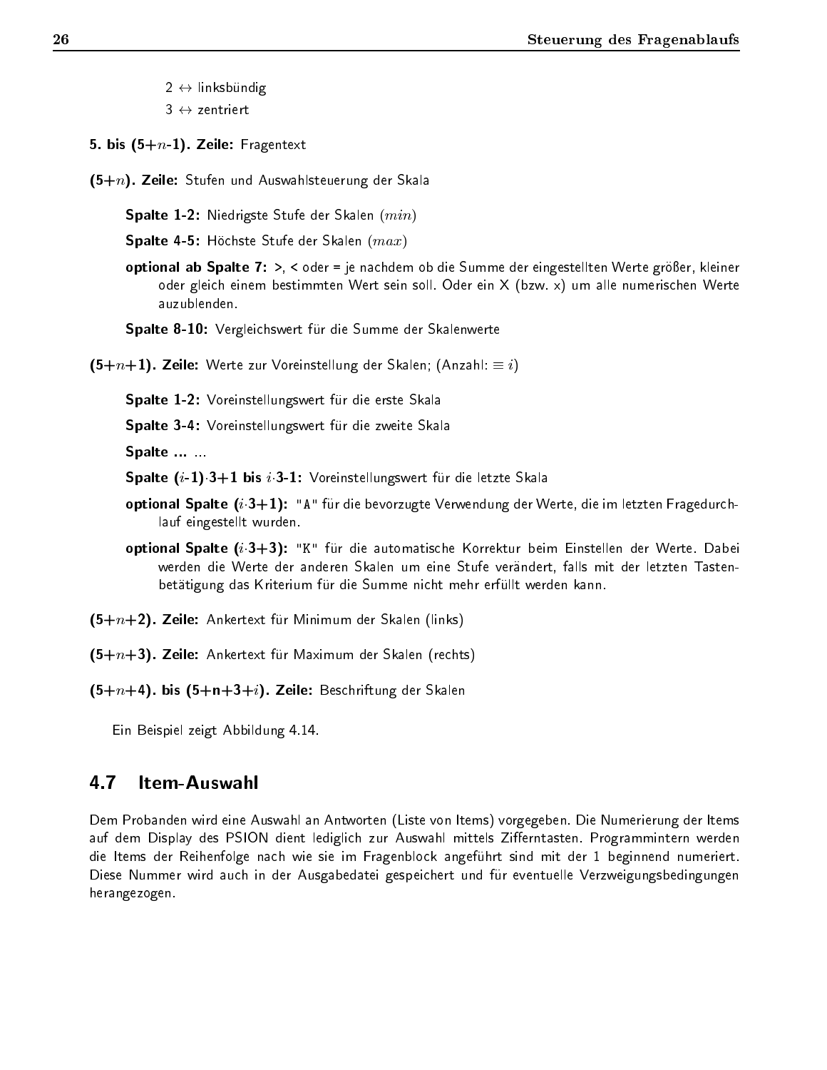2 $\leftrightarrow$ linksbündig

3 $\leftrightarrow$ zentriert

**5. bis (5+$n$-1). Zeile:** Fragentext

**(5+$n$). Zeile:** Stufen und Auswahlsteuerung der Skala

**Spalte 1-2:** Niedrigste Stufe der Skalen ($min$)

**Spalte 4-5:** Höchste Stufe der Skalen ($max$)

**optional ab Spalte 7:** >, < oder = je nachdem ob die Summe der eingestellten Werte größer, kleiner oder gleich einem bestimmten Wert sein soll. Oder ein X (bzw. x) um alle numerischen Werte auszublenden.

**Spalte 8-10:** Vergleichswert für die Summe der Skalenwerte

**(5+$n$+1). Zeile:** Werte zur Voreinstellung der Skalen; (Anzahl: $\equiv i$)

**Spalte 1-2:** Voreinstellungswert für die erste Skala

**Spalte 3-4:** Voreinstellungswert für die zweite Skala

**Spalte ...** ...

**Spalte ($i$-1)$\cdot$3+1 bis $i\cdot$3-1:** Voreinstellungswert für die letzte Skala

**optional Spalte ($i\cdot$3+1):** "A" für die bevorzugte Verwendung der Werte, die im letzten Fragedurchlauf eingestellt wurden.

**optional Spalte ($i\cdot$3+3):** "K" für die automatische Korrektur beim Einstellen der Werte. Dabei werden die Werte der anderen Skalen um eine Stufe verändert, falls mit der letzten Tastenbetätigung das Kriterium für die Summe nicht mehr erfüllt werden kann.

**(5+$n$+2). Zeile:** Ankertext für Minimum der Skalen (links)

**(5+$n$+3). Zeile:** Ankertext für Maximum der Skalen (rechts)

**(5+$n$+4). bis (5+n+3+$i$). Zeile:** Beschriftung der Skalen

Ein Beispiel zeigt Abbildung 4.14.

## 4.7 Item-Auswahl

Dem Probanden wird eine Auswahl an Antworten (Liste von Items) vorgegeben. Die Numerierung der Items auf dem Display des PSION dient lediglich zur Auswahl mittels Zifferntasten. Programmintern werden die Items der Reihenfolge nach wie sie im Fragenblock angeführt sind mit der 1 beginnend numeriert. Diese Nummer wird auch in der Ausgabedatei gespeichert und für eventuelle Verzweigungsbedingungen herangezogen.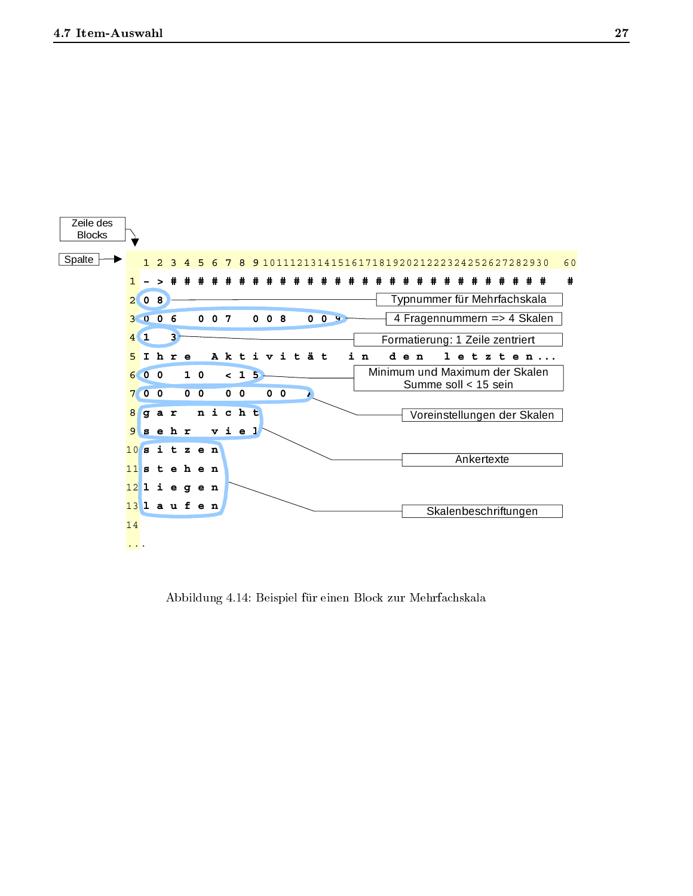Zeile des Blocks

Spalte

```
     1 2 3 4 5 6 7 8 9 101112131415161718192021222324252627282930   60
1    - > # # # # # # # # # # # # # # # # # # # # # # # # # # # #    #
2    0 8
3    0 0 6   0 0 7   0 0 8   0 0 9
4    1   3
5    I h r e   A k t i v i t ä t   i n   d e n   l e t z t e n . . .
6    0 0   1 0   < 1 5
7    0 0   0 0   0 0   0 0   /
8    g a r   n i c h t
9    s e h r   v i e l
10   s i t z e n
11   s t e h e n
12   l i e g e n
13   l a u f e n
14
. . .
```

- Typnummer für Mehrfachskala
- 4 Fragennummern => 4 Skalen
- Formatierung: 1 Zeile zentriert
- Minimum und Maximum der Skalen Summe soll < 15 sein
- Voreinstellungen der Skalen
- Ankertexte
- Skalenbeschriftungen

Abbildung 4.14: Beispiel für einen Block zur Mehrfachskala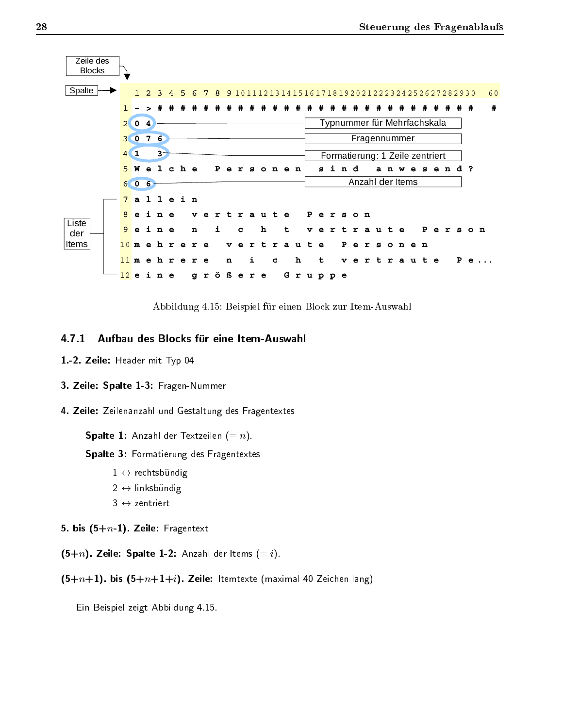```
Zeile des
Blocks

Spalte →  1 2 3 4 5 6 7 8 9 10 11 12 13 14 15 16 17 18 19 20 21 22 23 24 25 26 27 28 29 30   60
 1  - > # # # # # # # # # # # # # # # # # # # # # # # # # # # #   #
 2  0 4                          Typnummer für Mehrfachskala
 3  0 7 6                        Fragennummer
 4  1   3                        Formatierung: 1 Zeile zentriert
 5  W e l c h e   P e r s o n e n   s i n d   a n w e s e n d ?
 6  0 6                          Anzahl der Items
 7  a l l e i n
 8  e i n e   v e r t r a u t e   P e r s o n
 9  e i n e   n i c h t   v e r t r a u t e   P e r s o n
10  m e h r e r e   v e r t r a u t e   P e r s o n e n
11  m e h r e r e   n i c h t   v e r t r a u t e   P e...
12  e i n e   g r ö ß e r e   G r u p p e

Liste der Items (Zeilen 7–12)
```

Abbildung 4.15: Beispiel für einen Block zur Item-Auswahl

### 4.7.1 Aufbau des Blocks für eine Item-Auswahl

**1.-2. Zeile:** Header mit Typ 04

**3. Zeile: Spalte 1-3:** Fragen-Nummer

**4. Zeile:** Zeilenanzahl und Gestaltung des Fragentextes

> **Spalte 1:** Anzahl der Textzeilen ($\equiv n$).
>
> **Spalte 3:** Formatierung des Fragentextes
>
> 1 ↔ rechtsbündig
>
> 2 ↔ linksbündig
>
> 3 ↔ zentriert

**5. bis (5+$n$-1). Zeile:** Fragentext

**(5+$n$). Zeile: Spalte 1-2:** Anzahl der Items ($\equiv i$).

**(5+$n$+1). bis (5+$n$+1+$i$). Zeile:** Itemtexte (maximal 40 Zeichen lang)

Ein Beispiel zeigt Abbildung 4.15.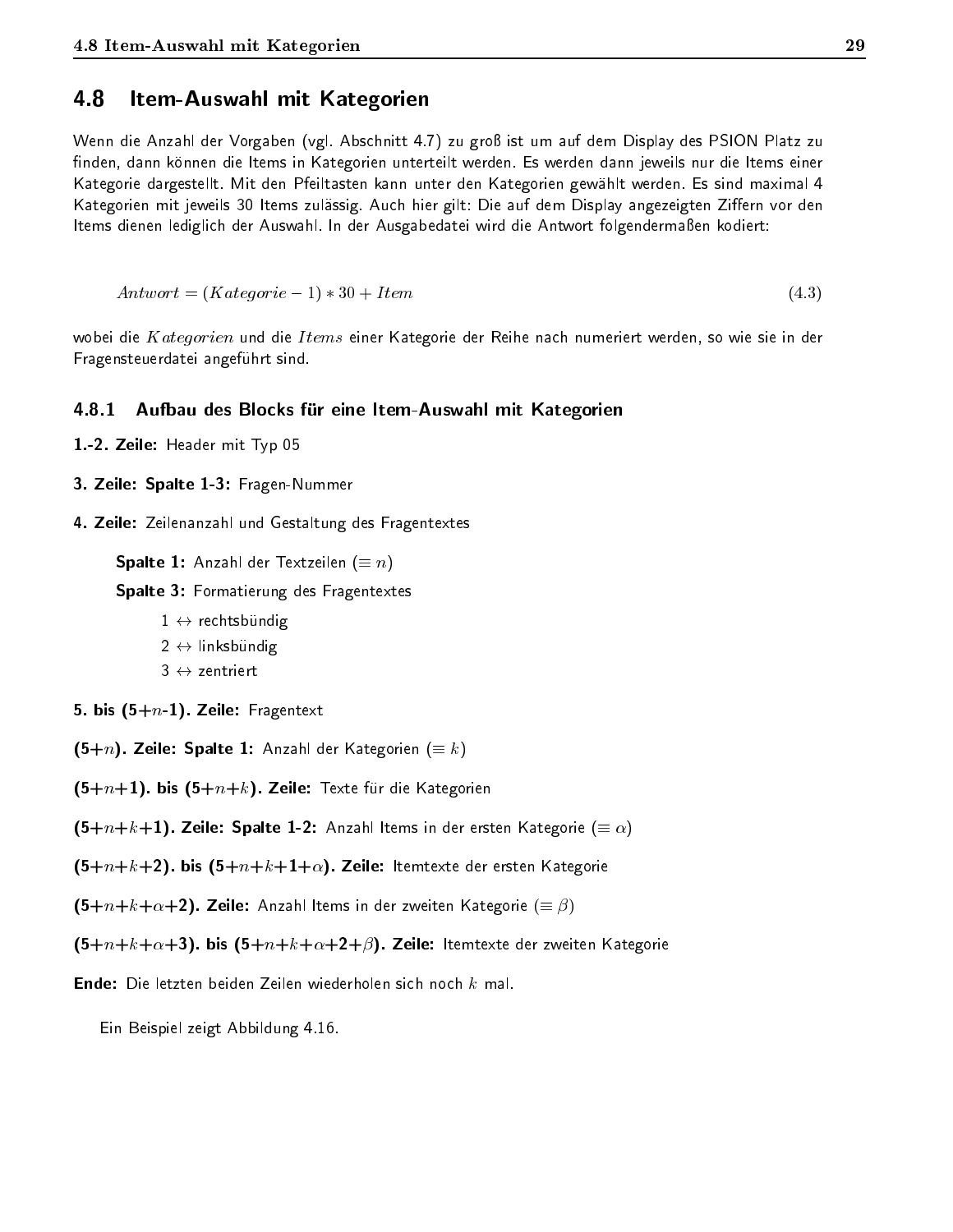## 4.8 Item-Auswahl mit Kategorien

Wenn die Anzahl der Vorgaben (vgl. Abschnitt 4.7) zu groß ist um auf dem Display des PSION Platz zu finden, dann können die Items in Kategorien unterteilt werden. Es werden dann jeweils nur die Items einer Kategorie dargestellt. Mit den Pfeiltasten kann unter den Kategorien gewählt werden. Es sind maximal 4 Kategorien mit jeweils 30 Items zulässig. Auch hier gilt: Die auf dem Display angezeigten Ziffern vor den Items dienen lediglich der Auswahl. In der Ausgabedatei wird die Antwort folgendermaßen kodiert:

$$Antwort = (Kategorie - 1) * 30 + Item \tag{4.3}$$

wobei die $Kategorien$ und die $Items$ einer Kategorie der Reihe nach numeriert werden, so wie sie in der Fragensteuerdatei angeführt sind.

### 4.8.1 Aufbau des Blocks für eine Item-Auswahl mit Kategorien

**1.-2. Zeile:** Header mit Typ 05

**3. Zeile: Spalte 1-3:** Fragen-Nummer

**4. Zeile:** Zeilenanzahl und Gestaltung des Fragentextes

> **Spalte 1:** Anzahl der Textzeilen ($\equiv n$)
>
> **Spalte 3:** Formatierung des Fragentextes
>
> - $1 \leftrightarrow$ rechtsbündig
> - $2 \leftrightarrow$ linksbündig
> - $3 \leftrightarrow$ zentriert

**5. bis (5+$n$-1). Zeile:** Fragentext

**(5+$n$). Zeile: Spalte 1:** Anzahl der Kategorien ($\equiv k$)

**(5+$n$+1). bis (5+$n$+$k$). Zeile:** Texte für die Kategorien

**(5+$n$+$k$+1). Zeile: Spalte 1-2:** Anzahl Items in der ersten Kategorie ($\equiv \alpha$)

**(5+$n$+$k$+2). bis (5+$n$+$k$+1+$\alpha$). Zeile:** Itemtexte der ersten Kategorie

**(5+$n$+$k$+$\alpha$+2). Zeile:** Anzahl Items in der zweiten Kategorie ($\equiv \beta$)

**(5+$n$+$k$+$\alpha$+3). bis (5+$n$+$k$+$\alpha$+2+$\beta$). Zeile:** Itemtexte der zweiten Kategorie

**Ende:** Die letzten beiden Zeilen wiederholen sich noch $k$ mal.

Ein Beispiel zeigt Abbildung 4.16.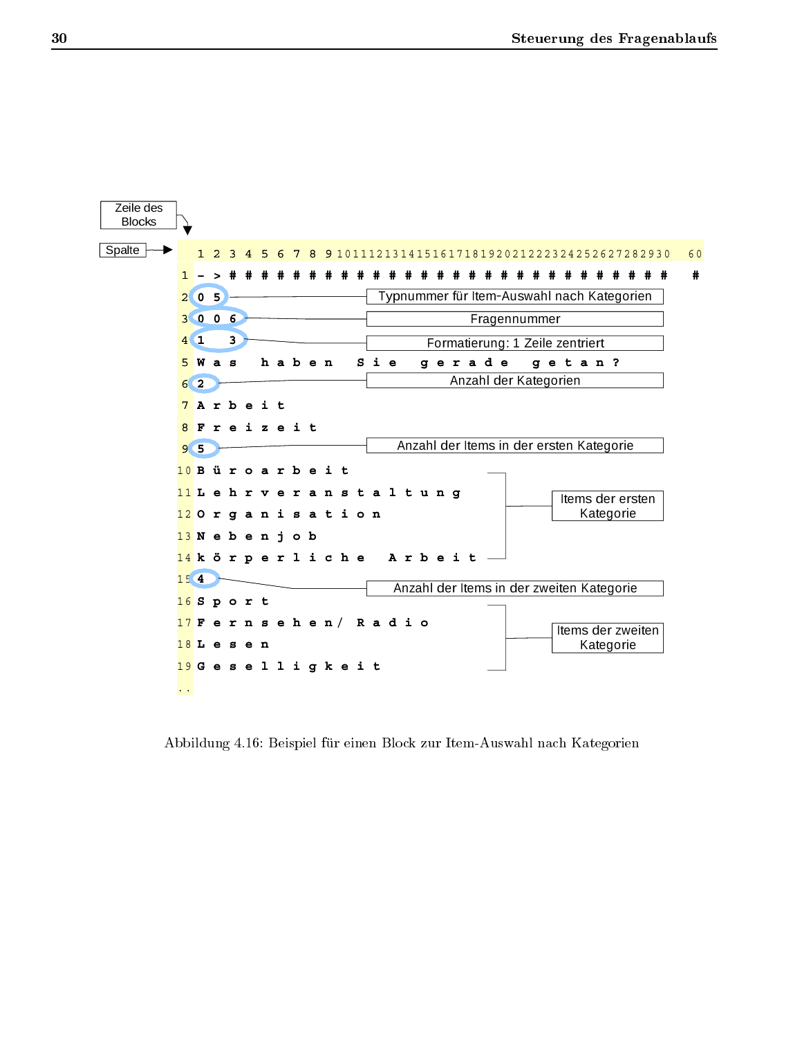```
Zeile des
Blocks

Spalte   1 2 3 4 5 6 7 8 9 10111213141516171819202122232425262728 2930   60
 1 - > # # # # # # # # # # # # # # # # # # # # # # # # # # # #   #
 2 0 5                      Typnummer für Item-Auswahl nach Kategorien
 3 0 0 6                    Fragennummer
 4 1   3                    Formatierung: 1 Zeile zentriert
 5 W a s   h a b e n   S i e   g e r a d e   g e t a n ?
 6 2                        Anzahl der Kategorien
 7 A r b e i t
 8 F r e i z e i t
 9 5                        Anzahl der Items in der ersten Kategorie
10 B ü r o a r b e i t
11 L e h r v e r a n s t a l t u n g
12 O r g a n i s a t i o n            Items der ersten Kategorie
13 N e b e n j o b
14 k ö r p e r l i c h e   A r b e i t
15 4                        Anzahl der Items in der zweiten Kategorie
16 S p o r t
17 F e r n s e h e n /   R a d i o    Items der zweiten Kategorie
18 L e s e n
19 G e s e l l i g k e i t
..
```

Abbildung 4.16: Beispiel für einen Block zur Item-Auswahl nach Kategorien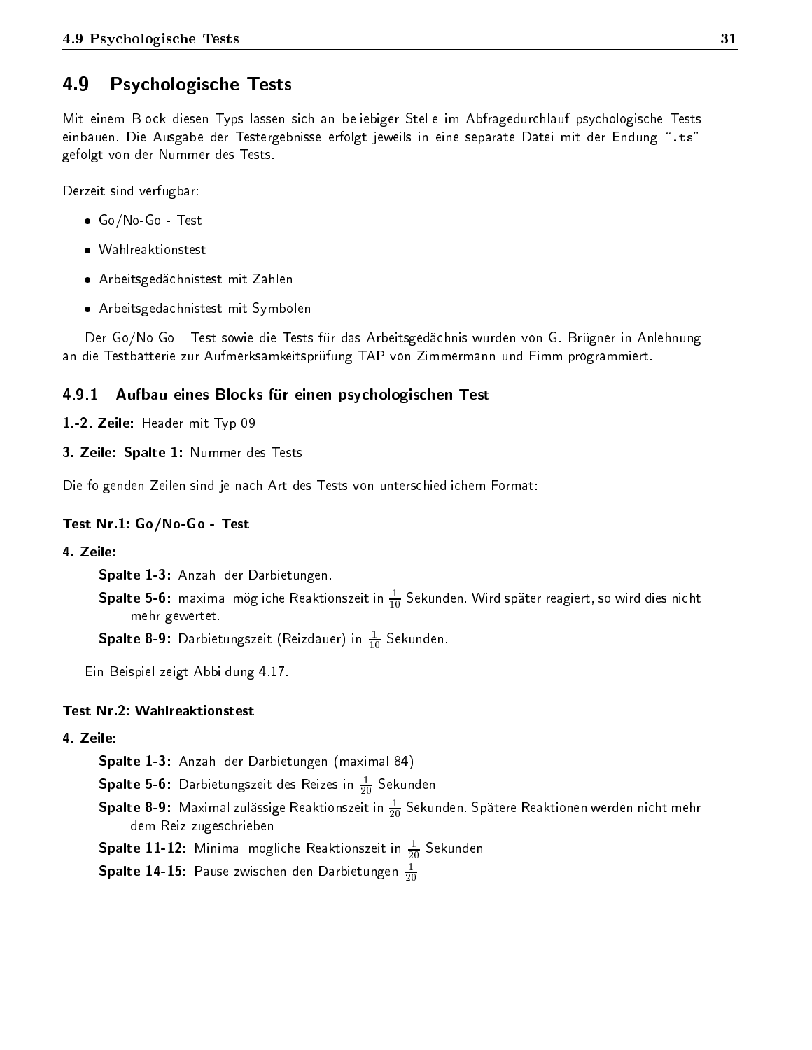## 4.9 Psychologische Tests

Mit einem Block diesen Typs lassen sich an beliebiger Stelle im Abfragedurchlauf psychologische Tests einbauen. Die Ausgabe der Testergebnisse erfolgt jeweils in eine separate Datei mit der Endung "`.ts`" gefolgt von der Nummer des Tests.

Derzeit sind verfügbar:

- Go/No-Go - Test
- Wahlreaktionstest
- Arbeitsgedächnistest mit Zahlen
- Arbeitsgedächnistest mit Symbolen

Der Go/No-Go - Test sowie die Tests für das Arbeitsgedächnis wurden von G. Brügner in Anlehnung an die Testbatterie zur Aufmerksamkeitsprüfung TAP von Zimmermann und Fimm programmiert.

### 4.9.1 Aufbau eines Blocks für einen psychologischen Test

**1.-2. Zeile:** Header mit Typ 09

**3. Zeile: Spalte 1:** Nummer des Tests

Die folgenden Zeilen sind je nach Art des Tests von unterschiedlichem Format:

#### Test Nr.1: Go/No-Go - Test

**4. Zeile:**

- **Spalte 1-3:** Anzahl der Darbietungen.
- **Spalte 5-6:** maximal mögliche Reaktionszeit in $\frac{1}{10}$ Sekunden. Wird später reagiert, so wird dies nicht mehr gewertet.
- **Spalte 8-9:** Darbietungszeit (Reizdauer) in $\frac{1}{10}$ Sekunden.

Ein Beispiel zeigt Abbildung 4.17.

#### Test Nr.2: Wahlreaktionstest

**4. Zeile:**

- **Spalte 1-3:** Anzahl der Darbietungen (maximal 84)
- **Spalte 5-6:** Darbietungszeit des Reizes in $\frac{1}{20}$ Sekunden
- **Spalte 8-9:** Maximal zulässige Reaktionszeit in $\frac{1}{20}$ Sekunden. Spätere Reaktionen werden nicht mehr dem Reiz zugeschrieben
- **Spalte 11-12:** Minimal mögliche Reaktionszeit in $\frac{1}{20}$ Sekunden
- **Spalte 14-15:** Pause zwischen den Darbietungen $\frac{1}{20}$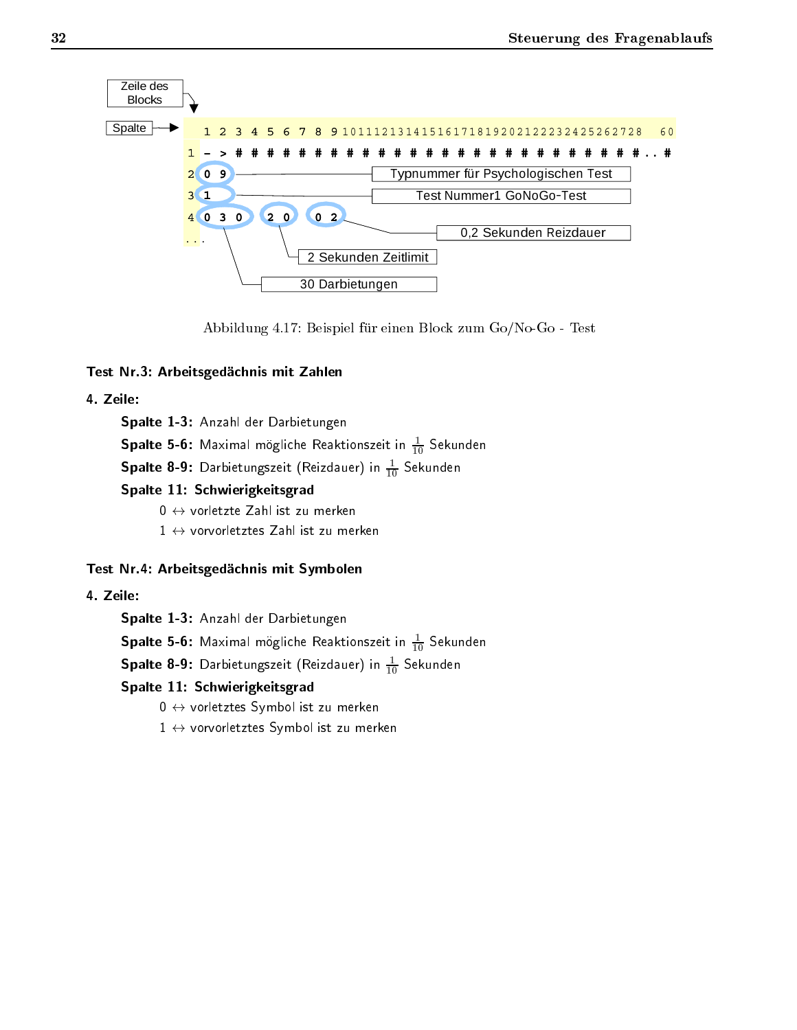```
Zeile des
Blocks
          Spalte →  1 2 3 4 5 6 7 8 9 10 11 12 13 14 15 16 17 18 19 20 21 22 23 24 25 26 27 28   60
                1   - > # # # # # # # # # # # # # # # # # # # # # # # # # # .. #
                2   0 9        — Typnummer für Psychologischen Test
                3   1          — Test Nummer1 GoNoGo-Test
                4   0 3 0   2 0   0 2   — 0,2 Sekunden Reizdauer
                ...
                            2 Sekunden Zeitlimit
                    30 Darbietungen
```

Abbildung 4.17: Beispiel für einen Block zum Go/No-Go - Test

### Test Nr.3: Arbeitsgedächnis mit Zahlen

**4. Zeile:**

**Spalte 1-3:** Anzahl der Darbietungen

**Spalte 5-6:** Maximal mögliche Reaktionszeit in $\frac{1}{10}$ Sekunden

**Spalte 8-9:** Darbietungszeit (Reizdauer) in $\frac{1}{10}$ Sekunden

**Spalte 11: Schwierigkeitsgrad**

0 $\leftrightarrow$ vorletzte Zahl ist zu merken

1 $\leftrightarrow$ vorvorletztes Zahl ist zu merken

### Test Nr.4: Arbeitsgedächnis mit Symbolen

**4. Zeile:**

**Spalte 1-3:** Anzahl der Darbietungen

**Spalte 5-6:** Maximal mögliche Reaktionszeit in $\frac{1}{10}$ Sekunden

**Spalte 8-9:** Darbietungszeit (Reizdauer) in $\frac{1}{10}$ Sekunden

**Spalte 11: Schwierigkeitsgrad**

0 $\leftrightarrow$ vorletztes Symbol ist zu merken

1 $\leftrightarrow$ vorvorletztes Symbol ist zu merken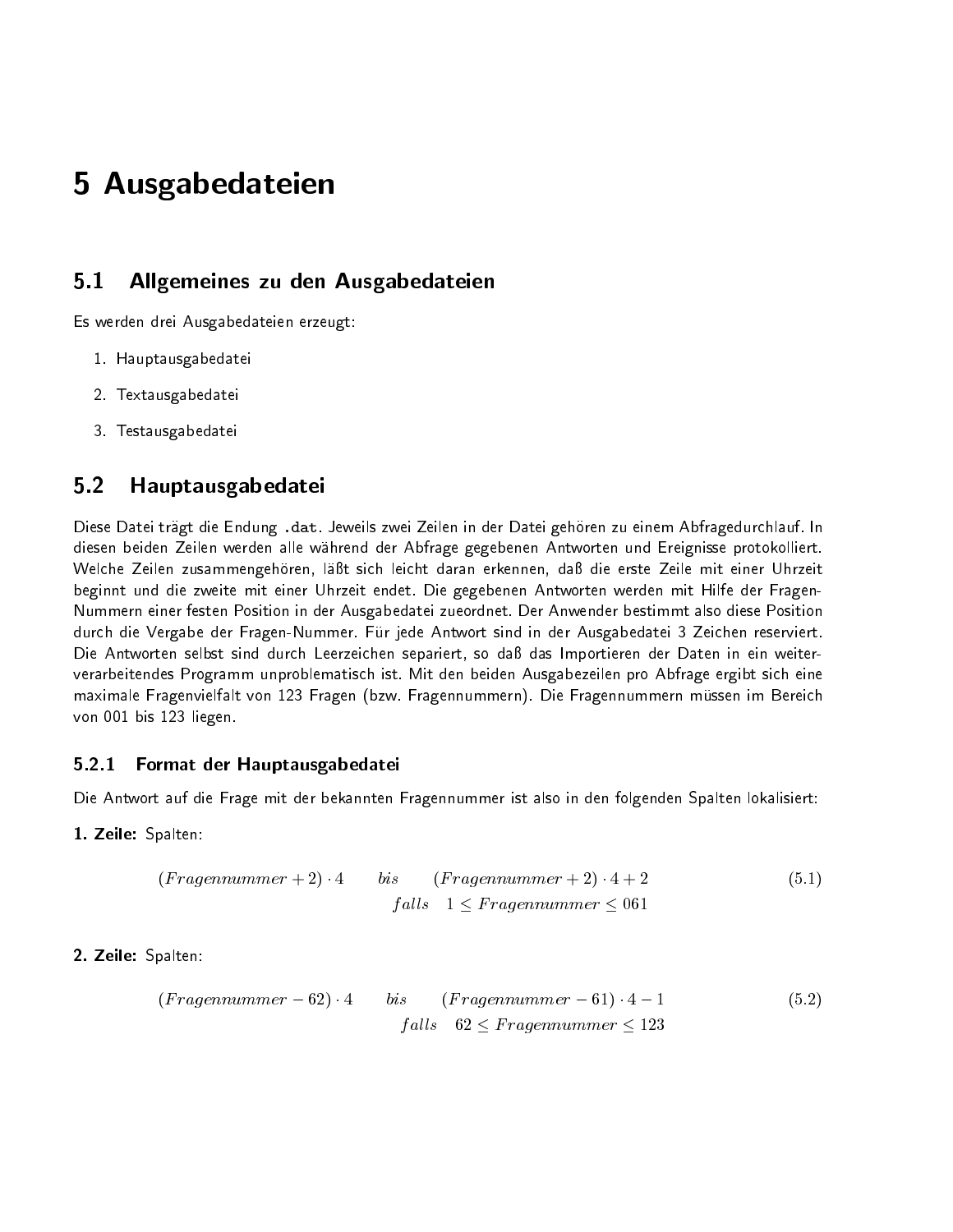# 5 Ausgabedateien

## 5.1 Allgemeines zu den Ausgabedateien

Es werden drei Ausgabedateien erzeugt:

1. Hauptausgabedatei
2. Textausgabedatei
3. Testausgabedatei

## 5.2 Hauptausgabedatei

Diese Datei trägt die Endung `.dat`. Jeweils zwei Zeilen in der Datei gehören zu einem Abfragedurchlauf. In diesen beiden Zeilen werden alle während der Abfrage gegebenen Antworten und Ereignisse protokolliert. Welche Zeilen zusammengehören, läßt sich leicht daran erkennen, daß die erste Zeile mit einer Uhrzeit beginnt und die zweite mit einer Uhrzeit endet. Die gegebenen Antworten werden mit Hilfe der Fragen-Nummern einer festen Position in der Ausgabedatei zueordnet. Der Anwender bestimmt also diese Position durch die Vergabe der Fragen-Nummer. Für jede Antwort sind in der Ausgabedatei 3 Zeichen reserviert. Die Antworten selbst sind durch Leerzeichen separiert, so daß das Importieren der Daten in ein weiterverarbeitendes Programm unproblematisch ist. Mit den beiden Ausgabezeilen pro Abfrage ergibt sich eine maximale Fragenvielfalt von 123 Fragen (bzw. Fragennummern). Die Fragennummern müssen im Bereich von 001 bis 123 liegen.

### 5.2.1 Format der Hauptausgabedatei

Die Antwort auf die Frage mit der bekannten Fragennummer ist also in den folgenden Spalten lokalisiert:

**1. Zeile:** Spalten:

$$(Fragennummer + 2) \cdot 4 \qquad bis \qquad (Fragennummer + 2) \cdot 4 + 2 \qquad (5.1)$$
$$falls \quad 1 \leq Fragennummer \leq 061$$

**2. Zeile:** Spalten:

$$(Fragennummer - 62) \cdot 4 \qquad bis \qquad (Fragennummer - 61) \cdot 4 - 1 \qquad (5.2)$$
$$falls \quad 62 \leq Fragennummer \leq 123$$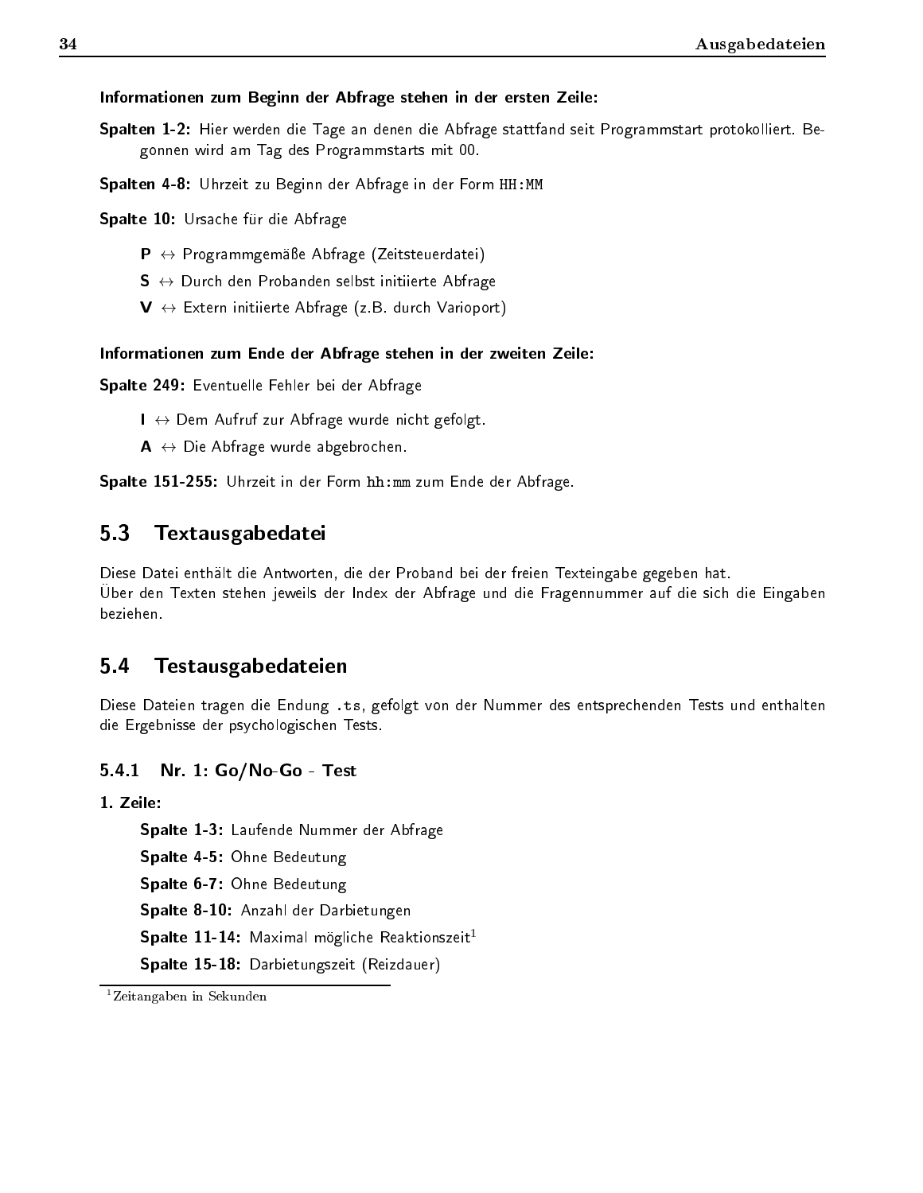**Informationen zum Beginn der Abfrage stehen in der ersten Zeile:**

**Spalten 1-2:** Hier werden die Tage an denen die Abfrage stattfand seit Programmstart protokolliert. Begonnen wird am Tag des Programmstarts mit 00.

**Spalten 4-8:** Uhrzeit zu Beginn der Abfrage in der Form `HH:MM`

**Spalte 10:** Ursache für die Abfrage

- **P** ↔ Programmgemäße Abfrage (Zeitsteuerdatei)
- **S** ↔ Durch den Probanden selbst initiierte Abfrage
- **V** ↔ Extern initiierte Abfrage (z.B. durch Varioport)

**Informationen zum Ende der Abfrage stehen in der zweiten Zeile:**

**Spalte 249:** Eventuelle Fehler bei der Abfrage

- **I** ↔ Dem Aufruf zur Abfrage wurde nicht gefolgt.
- **A** ↔ Die Abfrage wurde abgebrochen.

**Spalte 151-255:** Uhrzeit in der Form `hh:mm` zum Ende der Abfrage.

## 5.3 Textausgabedatei

Diese Datei enthält die Antworten, die der Proband bei der freien Texteingabe gegeben hat.
Über den Texten stehen jeweils der Index der Abfrage und die Fragennummer auf die sich die Eingaben beziehen.

## 5.4 Testausgabedateien

Diese Dateien tragen die Endung `.ts`, gefolgt von der Nummer des entsprechenden Tests und enthalten die Ergebnisse der psychologischen Tests.

### 5.4.1 Nr. 1: Go/No-Go - Test

**1. Zeile:**

- **Spalte 1-3:** Laufende Nummer der Abfrage
- **Spalte 4-5:** Ohne Bedeutung
- **Spalte 6-7:** Ohne Bedeutung
- **Spalte 8-10:** Anzahl der Darbietungen
- **Spalte 11-14:** Maximal mögliche Reaktionszeit[1]
- **Spalte 15-18:** Darbietungszeit (Reizdauer)

[1] Zeitangaben in Sekunden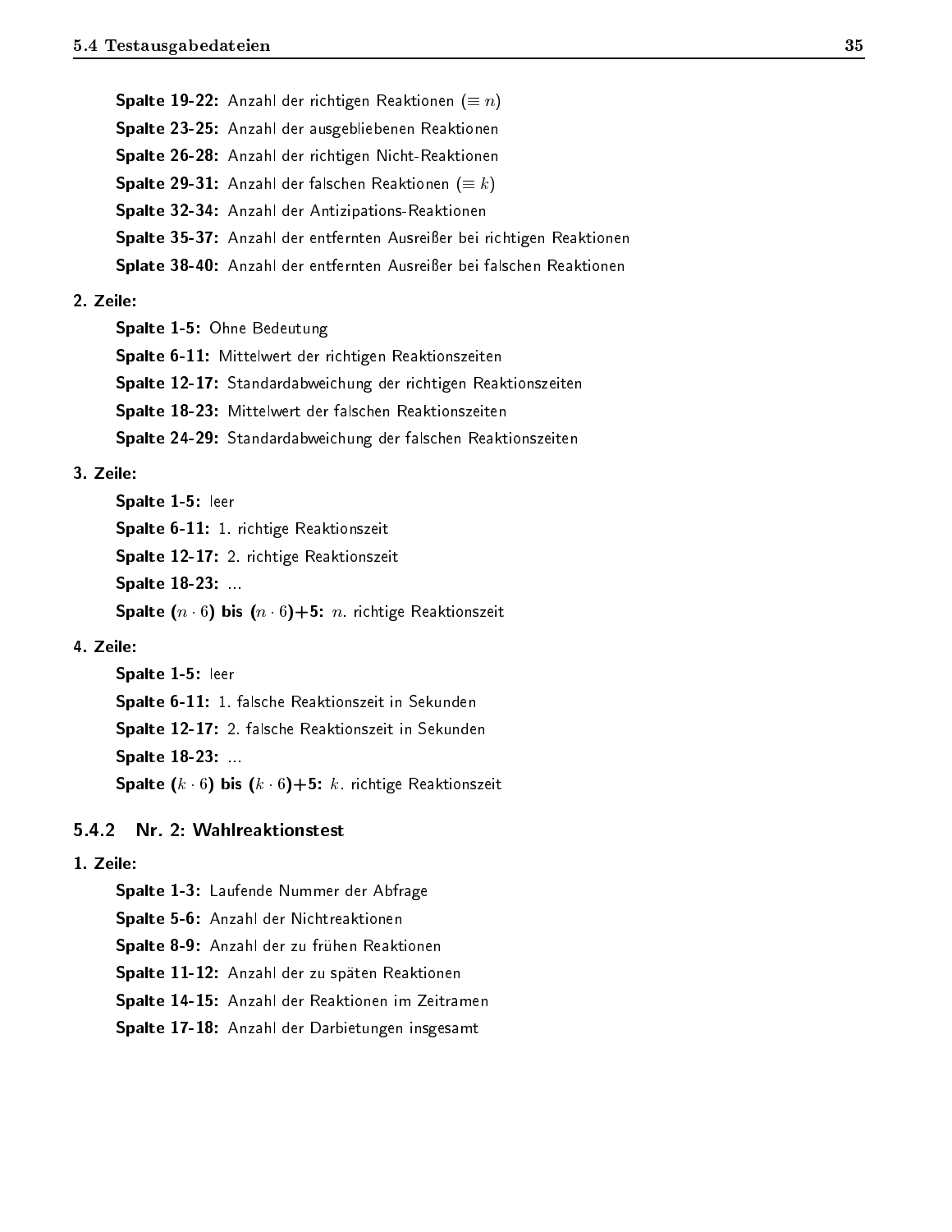**Spalte 19-22:** Anzahl der richtigen Reaktionen ($\equiv n$)

**Spalte 23-25:** Anzahl der ausgebliebenen Reaktionen

**Spalte 26-28:** Anzahl der richtigen Nicht-Reaktionen

**Spalte 29-31:** Anzahl der falschen Reaktionen ($\equiv k$)

**Spalte 32-34:** Anzahl der Antizipations-Reaktionen

**Spalte 35-37:** Anzahl der entfernten Ausreißer bei richtigen Reaktionen

**Spalte 38-40:** Anzahl der entfernten Ausreißer bei falschen Reaktionen

**2. Zeile:**

**Spalte 1-5:** Ohne Bedeutung

**Spalte 6-11:** Mittelwert der richtigen Reaktionszeiten

**Spalte 12-17:** Standardabweichung der richtigen Reaktionszeiten

**Spalte 18-23:** Mittelwert der falschen Reaktionszeiten

**Spalte 24-29:** Standardabweichung der falschen Reaktionszeiten

**3. Zeile:**

**Spalte 1-5:** leer

**Spalte 6-11:** 1. richtige Reaktionszeit

**Spalte 12-17:** 2. richtige Reaktionszeit

**Spalte 18-23:** ...

**Spalte ($n \cdot 6$) bis ($n \cdot 6$)+5:** $n$. richtige Reaktionszeit

**4. Zeile:**

**Spalte 1-5:** leer

**Spalte 6-11:** 1. falsche Reaktionszeit in Sekunden

**Spalte 12-17:** 2. falsche Reaktionszeit in Sekunden

**Spalte 18-23:** ...

**Spalte ($k \cdot 6$) bis ($k \cdot 6$)+5:** $k$. richtige Reaktionszeit

### 5.4.2 Nr. 2: Wahlreaktionstest

**1. Zeile:**

**Spalte 1-3:** Laufende Nummer der Abfrage

**Spalte 5-6:** Anzahl der Nichtreaktionen

**Spalte 8-9:** Anzahl der zu frühen Reaktionen

**Spalte 11-12:** Anzahl der zu späten Reaktionen

**Spalte 14-15:** Anzahl der Reaktionen im Zeitramen

**Spalte 17-18:** Anzahl der Darbietungen insgesamt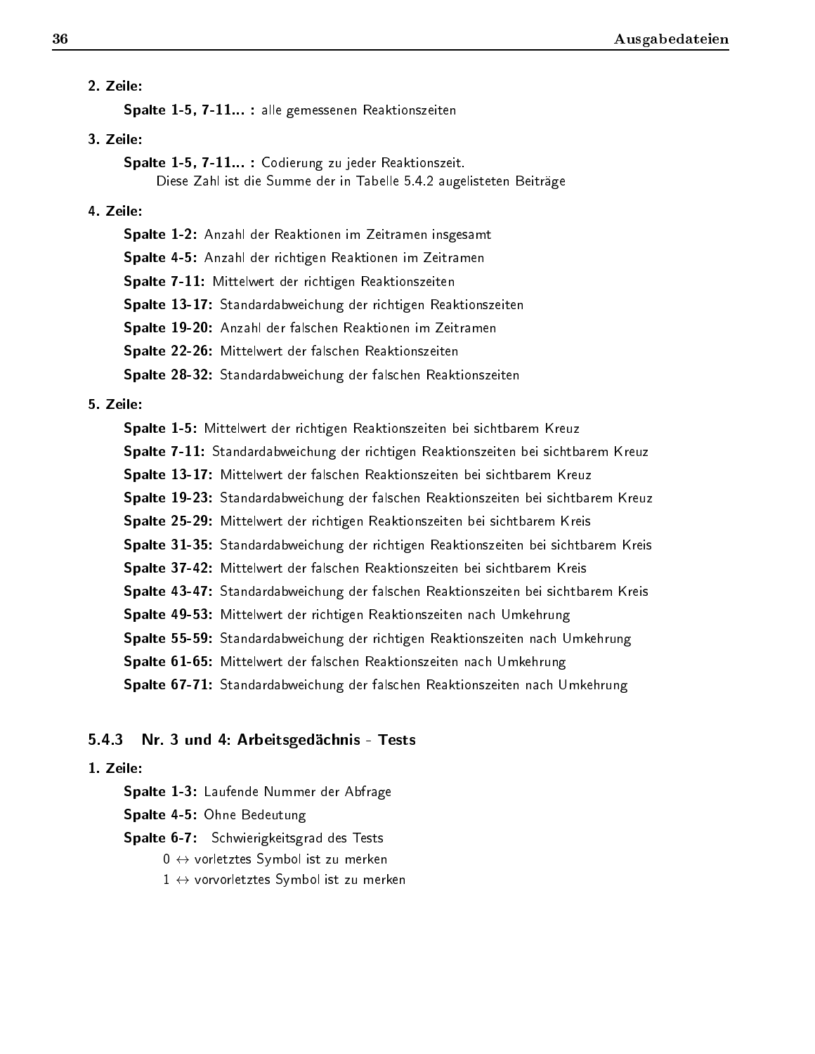**2. Zeile:**

**Spalte 1-5, 7-11... :** alle gemessenen Reaktionszeiten

**3. Zeile:**

**Spalte 1-5, 7-11... :** Codierung zu jeder Reaktionszeit.
Diese Zahl ist die Summe der in Tabelle 5.4.2 augelisteten Beiträge

**4. Zeile:**

**Spalte 1-2:** Anzahl der Reaktionen im Zeitramen insgesamt

**Spalte 4-5:** Anzahl der richtigen Reaktionen im Zeitramen

**Spalte 7-11:** Mittelwert der richtigen Reaktionszeiten

**Spalte 13-17:** Standardabweichung der richtigen Reaktionszeiten

**Spalte 19-20:** Anzahl der falschen Reaktionen im Zeitramen

**Spalte 22-26:** Mittelwert der falschen Reaktionszeiten

**Spalte 28-32:** Standardabweichung der falschen Reaktionszeiten

**5. Zeile:**

**Spalte 1-5:** Mittelwert der richtigen Reaktionszeiten bei sichtbarem Kreuz

**Spalte 7-11:** Standardabweichung der richtigen Reaktionszeiten bei sichtbarem Kreuz

**Spalte 13-17:** Mittelwert der falschen Reaktionszeiten bei sichtbarem Kreuz

**Spalte 19-23:** Standardabweichung der falschen Reaktionszeiten bei sichtbarem Kreuz

**Spalte 25-29:** Mittelwert der richtigen Reaktionszeiten bei sichtbarem Kreis

**Spalte 31-35:** Standardabweichung der richtigen Reaktionszeiten bei sichtbarem Kreis

**Spalte 37-42:** Mittelwert der falschen Reaktionszeiten bei sichtbarem Kreis

**Spalte 43-47:** Standardabweichung der falschen Reaktionszeiten bei sichtbarem Kreis

**Spalte 49-53:** Mittelwert der richtigen Reaktionszeiten nach Umkehrung

**Spalte 55-59:** Standardabweichung der richtigen Reaktionszeiten nach Umkehrung

**Spalte 61-65:** Mittelwert der falschen Reaktionszeiten nach Umkehrung

**Spalte 67-71:** Standardabweichung der falschen Reaktionszeiten nach Umkehrung

### 5.4.3 Nr. 3 und 4: Arbeitsgedächnis - Tests

**1. Zeile:**

**Spalte 1-3:** Laufende Nummer der Abfrage

**Spalte 4-5:** Ohne Bedeutung

**Spalte 6-7:** Schwierigkeitsgrad des Tests
0 $\leftrightarrow$ vorletztes Symbol ist zu merken
1 $\leftrightarrow$ vorvorletztes Symbol ist zu merken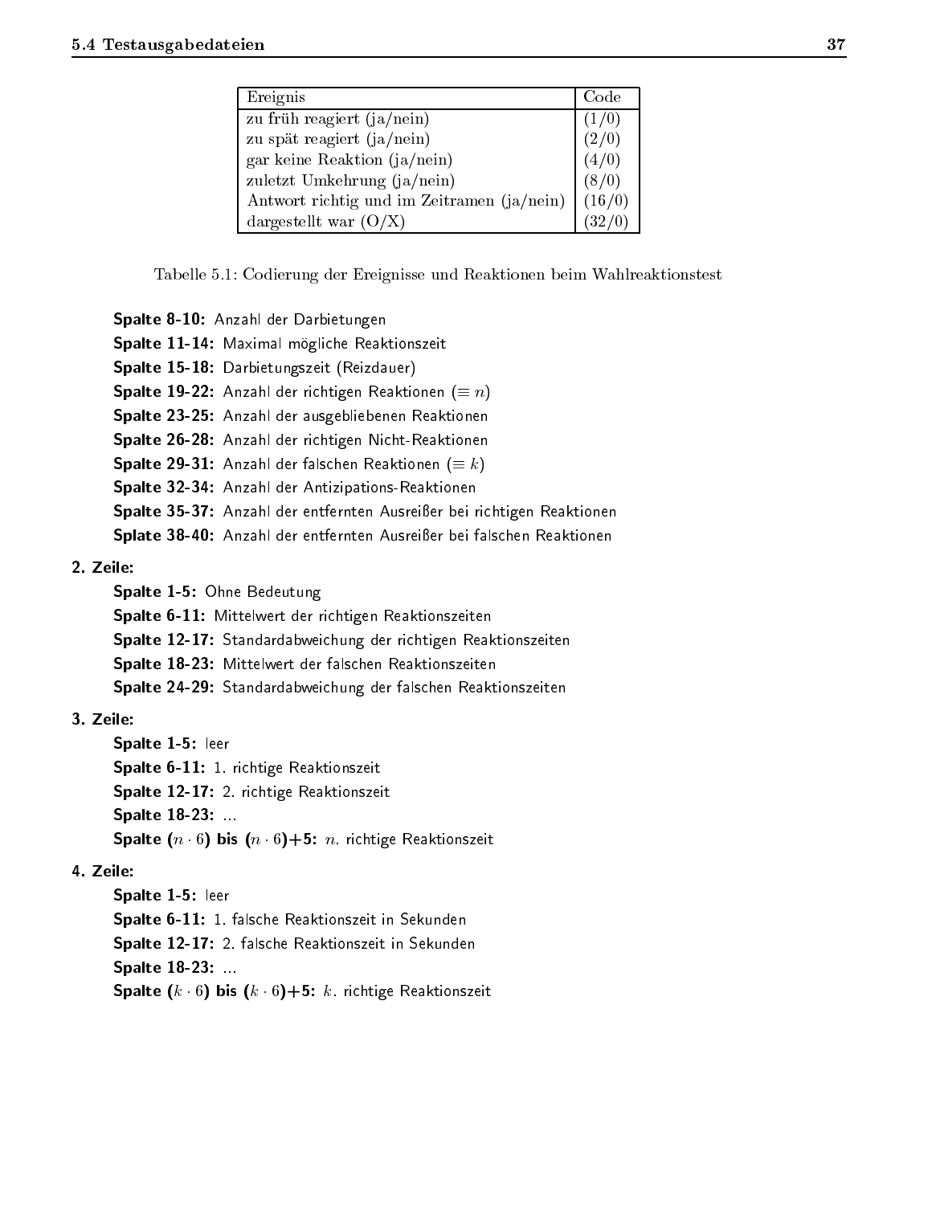| Ereignis | Code |
|---|---|
| zu früh reagiert (ja/nein) | (1/0) |
| zu spät reagiert (ja/nein) | (2/0) |
| gar keine Reaktion (ja/nein) | (4/0) |
| zuletzt Umkehrung (ja/nein) | (8/0) |
| Antwort richtig und im Zeitramen (ja/nein) | (16/0) |
| dargestellt war (O/X) | (32/0) |

Tabelle 5.1: Codierung der Ereignisse und Reaktionen beim Wahlreaktionstest

- **Spalte 8-10:** Anzahl der Darbietungen
- **Spalte 11-14:** Maximal mögliche Reaktionszeit
- **Spalte 15-18:** Darbietungszeit (Reizdauer)
- **Spalte 19-22:** Anzahl der richtigen Reaktionen ($\equiv n$)
- **Spalte 23-25:** Anzahl der ausgebliebenen Reaktionen
- **Spalte 26-28:** Anzahl der richtigen Nicht-Reaktionen
- **Spalte 29-31:** Anzahl der falschen Reaktionen ($\equiv k$)
- **Spalte 32-34:** Anzahl der Antizipations-Reaktionen
- **Spalte 35-37:** Anzahl der entfernten Ausreißer bei richtigen Reaktionen
- **Splate 38-40:** Anzahl der entfernten Ausreißer bei falschen Reaktionen

**2. Zeile:**

- **Spalte 1-5:** Ohne Bedeutung
- **Spalte 6-11:** Mittelwert der richtigen Reaktionszeiten
- **Spalte 12-17:** Standardabweichung der richtigen Reaktionszeiten
- **Spalte 18-23:** Mittelwert der falschen Reaktionszeiten
- **Spalte 24-29:** Standardabweichung der falschen Reaktionszeiten

**3. Zeile:**

- **Spalte 1-5:** leer
- **Spalte 6-11:** 1. richtige Reaktionszeit
- **Spalte 12-17:** 2. richtige Reaktionszeit
- **Spalte 18-23:** ...
- **Spalte ($n \cdot 6$) bis ($n \cdot 6$)+5:** $n$. richtige Reaktionszeit

**4. Zeile:**

- **Spalte 1-5:** leer
- **Spalte 6-11:** 1. falsche Reaktionszeit in Sekunden
- **Spalte 12-17:** 2. falsche Reaktionszeit in Sekunden
- **Spalte 18-23:** ...
- **Spalte ($k \cdot 6$) bis ($k \cdot 6$)+5:** $k$. richtige Reaktionszeit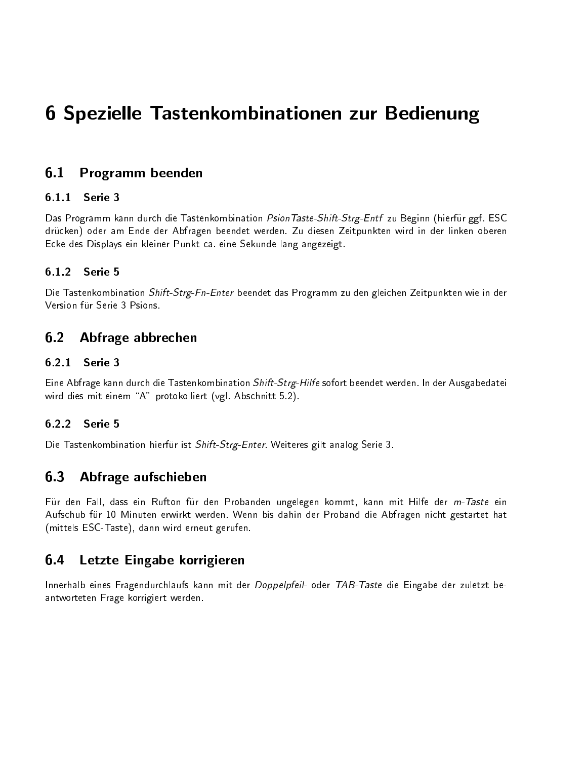# 6 Spezielle Tastenkombinationen zur Bedienung

## 6.1 Programm beenden

### 6.1.1 Serie 3

Das Programm kann durch die Tastenkombination *PsionTaste-Shift-Strg-Entf* zu Beginn (hierfür ggf. ESC drücken) oder am Ende der Abfragen beendet werden. Zu diesen Zeitpunkten wird in der linken oberen Ecke des Displays ein kleiner Punkt ca. eine Sekunde lang angezeigt.

### 6.1.2 Serie 5

Die Tastenkombination *Shift-Strg-Fn-Enter* beendet das Programm zu den gleichen Zeitpunkten wie in der Version für Serie 3 Psions.

## 6.2 Abfrage abbrechen

### 6.2.1 Serie 3

Eine Abfrage kann durch die Tastenkombination *Shift-Strg-Hilfe* sofort beendet werden. In der Ausgabedatei wird dies mit einem "A" protokolliert (vgl. Abschnitt 5.2).

### 6.2.2 Serie 5

Die Tastenkombination hierfür ist *Shift-Strg-Enter*. Weiteres gilt analog Serie 3.

## 6.3 Abfrage aufschieben

Für den Fall, dass ein Rufton für den Probanden ungelegen kommt, kann mit Hilfe der *m-Taste* ein Aufschub für 10 Minuten erwirkt werden. Wenn bis dahin der Proband die Abfragen nicht gestartet hat (mittels ESC-Taste), dann wird erneut gerufen.

## 6.4 Letzte Eingabe korrigieren

Innerhalb eines Fragendurchlaufs kann mit der *Doppelpfeil-* oder *TAB-Taste* die Eingabe der zuletzt beantworteten Frage korrigiert werden.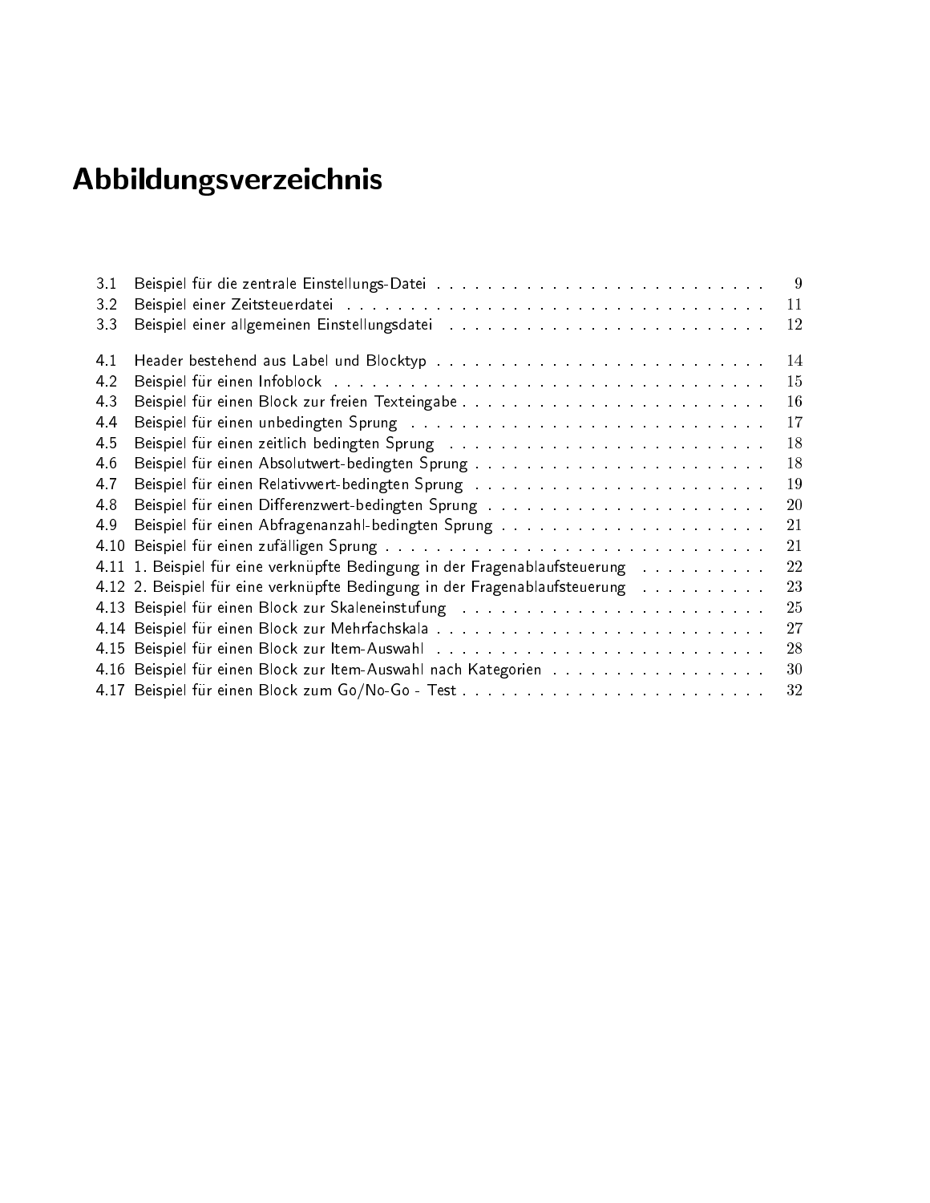# Abbildungsverzeichnis

3.1 Beispiel für die zentrale Einstellungs-Datei . . . . . . . . . . . . . . . . . . . . . . . . . . . 9
3.2 Beispiel einer Zeitsteuerdatei . . . . . . . . . . . . . . . . . . . . . . . . . . . . . . . . . . . 11
3.3 Beispiel einer allgemeinen Einstellungsdatei . . . . . . . . . . . . . . . . . . . . . . . . . . 12

4.1 Header bestehend aus Label und Blocktyp . . . . . . . . . . . . . . . . . . . . . . . . . . . 14
4.2 Beispiel für einen Infoblock . . . . . . . . . . . . . . . . . . . . . . . . . . . . . . . . . . . 15
4.3 Beispiel für einen Block zur freien Texteingabe . . . . . . . . . . . . . . . . . . . . . . . . . 16
4.4 Beispiel für einen unbedingten Sprung . . . . . . . . . . . . . . . . . . . . . . . . . . . . . 17
4.5 Beispiel für einen zeitlich bedingten Sprung . . . . . . . . . . . . . . . . . . . . . . . . . . 18
4.6 Beispiel für einen Absolutwert-bedingten Sprung . . . . . . . . . . . . . . . . . . . . . . . . 18
4.7 Beispiel für einen Relativwert-bedingten Sprung . . . . . . . . . . . . . . . . . . . . . . . . 19
4.8 Beispiel für einen Differenzwert-bedingten Sprung . . . . . . . . . . . . . . . . . . . . . . . 20
4.9 Beispiel für einen Abfragenanzahl-bedingten Sprung . . . . . . . . . . . . . . . . . . . . . . 21
4.10 Beispiel für einen zufälligen Sprung . . . . . . . . . . . . . . . . . . . . . . . . . . . . . . . 21
4.11 1. Beispiel für eine verknüpfte Bedingung in der Fragenablaufsteuerung . . . . . . . . . . 22
4.12 2. Beispiel für eine verknüpfte Bedingung in der Fragenablaufsteuerung . . . . . . . . . . 23
4.13 Beispiel für einen Block zur Skaleneinstufung . . . . . . . . . . . . . . . . . . . . . . . . . 25
4.14 Beispiel für einen Block zur Mehrfachskala . . . . . . . . . . . . . . . . . . . . . . . . . . . 27
4.15 Beispiel für einen Block zur Item-Auswahl . . . . . . . . . . . . . . . . . . . . . . . . . . . 28
4.16 Beispiel für einen Block zur Item-Auswahl nach Kategorien . . . . . . . . . . . . . . . . . . 30
4.17 Beispiel für einen Block zum Go/No-Go - Test . . . . . . . . . . . . . . . . . . . . . . . . . 32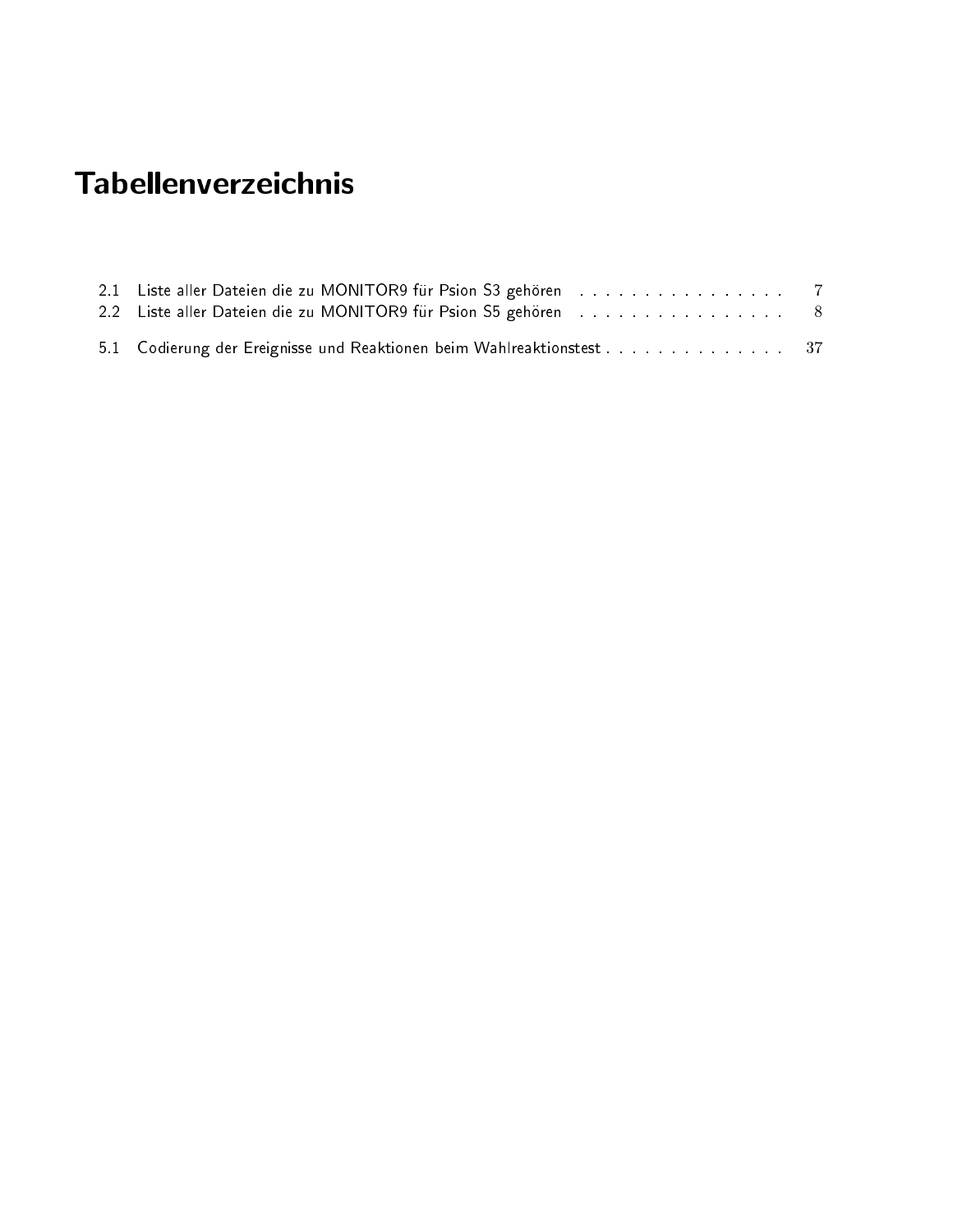# Tabellenverzeichnis

2.1 Liste aller Dateien die zu MONITOR9 für Psion S3 gehören . . . . . . . . . . . . . . . . . 7
2.2 Liste aller Dateien die zu MONITOR9 für Psion S5 gehören . . . . . . . . . . . . . . . . . 8

5.1 Codierung der Ereignisse und Reaktionen beim Wahlreaktionstest . . . . . . . . . . . . . . 37